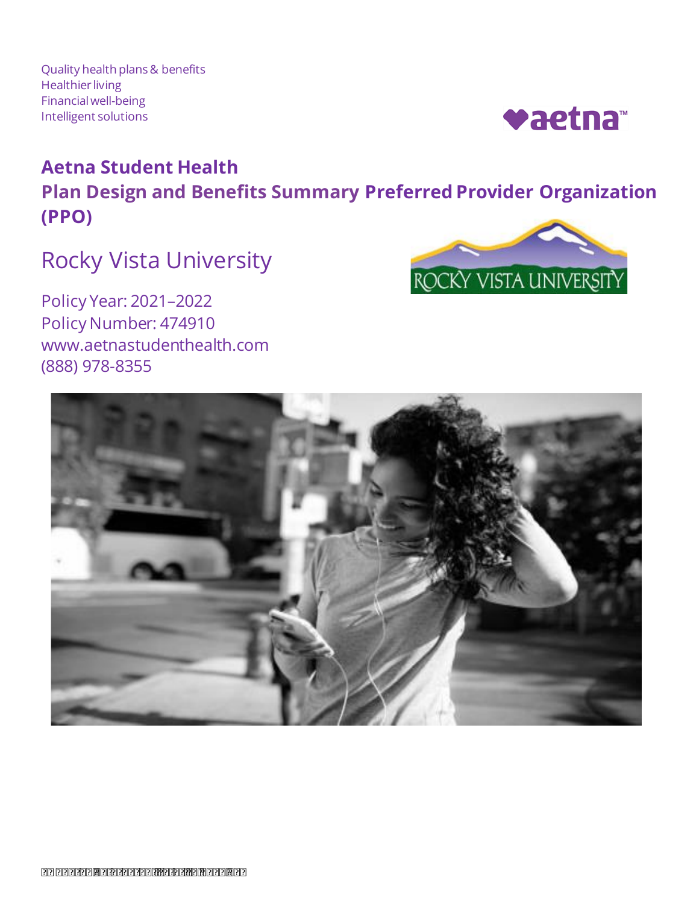Quality health plans & benefits
Healthier living
Financial well-being
Intelligent solutions

# Aetna Student Health

## Plan Design and Benefits Summary Preferred Provider Organization (PPO)

Rocky Vista University

Policy Year: 2021–2022
Policy Number: 474910
www.aetnastudenthealth.com
(888) 978-8355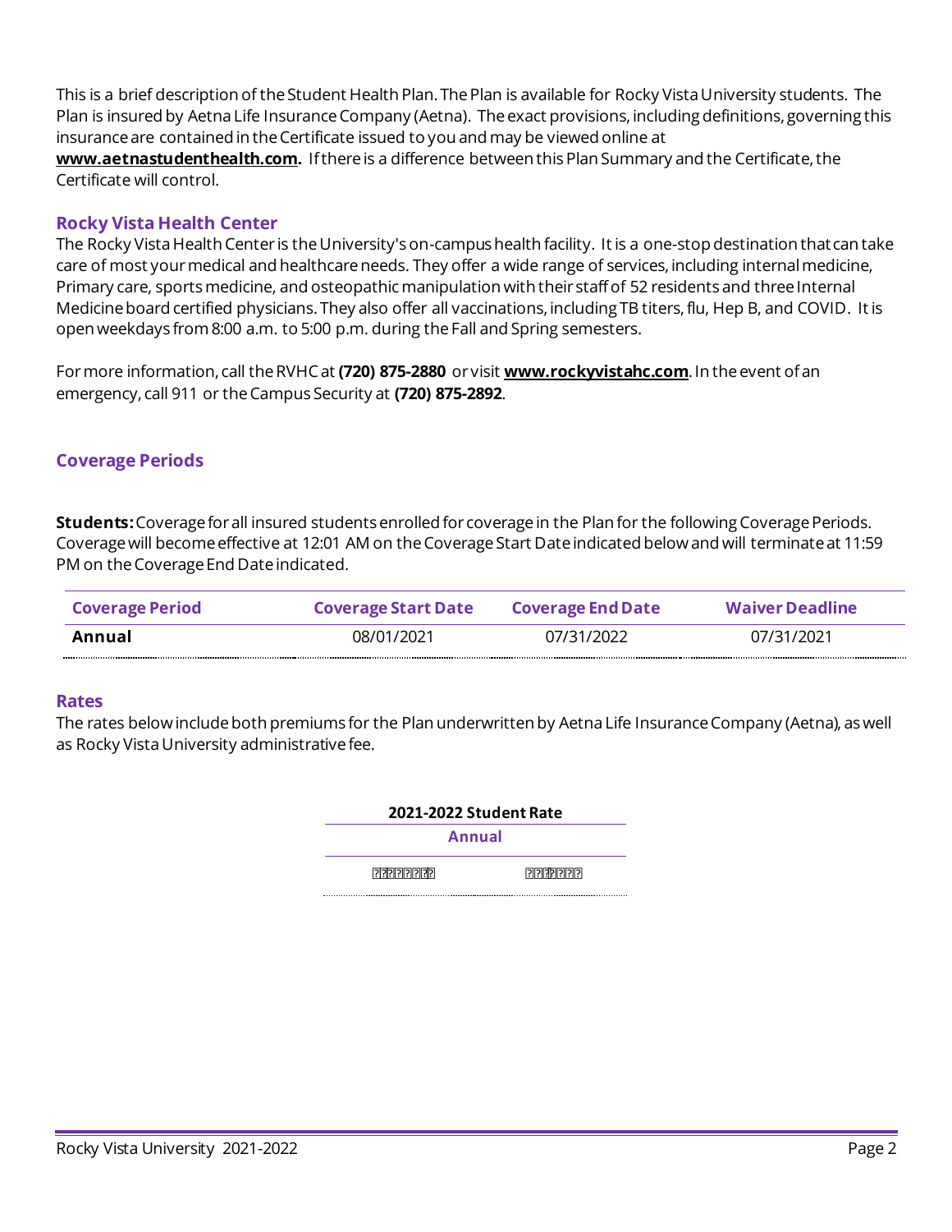This is a brief description of the Student Health Plan. The Plan is available for Rocky Vista University students. The Plan is insured by Aetna Life Insurance Company (Aetna). The exact provisions, including definitions, governing this insurance are contained in the Certificate issued to you and may be viewed online at **www.aetnastudenthealth.com.** If there is a difference between this Plan Summary and the Certificate, the Certificate will control.

## Rocky Vista Health Center

The Rocky Vista Health Center is the University's on-campus health facility. It is a one-stop destination that can take care of most your medical and healthcare needs. They offer a wide range of services, including internal medicine, Primary care, sports medicine, and osteopathic manipulation with their staff of 52 residents and three Internal Medicine board certified physicians. They also offer all vaccinations, including TB titers, flu, Hep B, and COVID. It is open weekdays from 8:00 a.m. to 5:00 p.m. during the Fall and Spring semesters.

For more information, call the RVHC at **(720) 875-2880** or visit **www.rockyvistahc.com**. In the event of an emergency, call 911 or the Campus Security at **(720) 875-2892**.

## Coverage Periods

**Students:** Coverage for all insured students enrolled for coverage in the Plan for the following Coverage Periods. Coverage will become effective at 12:01 AM on the Coverage Start Date indicated below and will terminate at 11:59 PM on the Coverage End Date indicated.

| Coverage Period | Coverage Start Date | Coverage End Date | Waiver Deadline |
|---|---|---|---|
| **Annual** | 08/01/2021 | 07/31/2022 | 07/31/2021 |

## Rates

The rates below include both premiums for the Plan underwritten by Aetna Life Insurance Company (Aetna), as well as Rocky Vista University administrative fee.

| 2021-2022 Student Rate | |
|---|---|
| Annual | |
| ??????? | ??????? |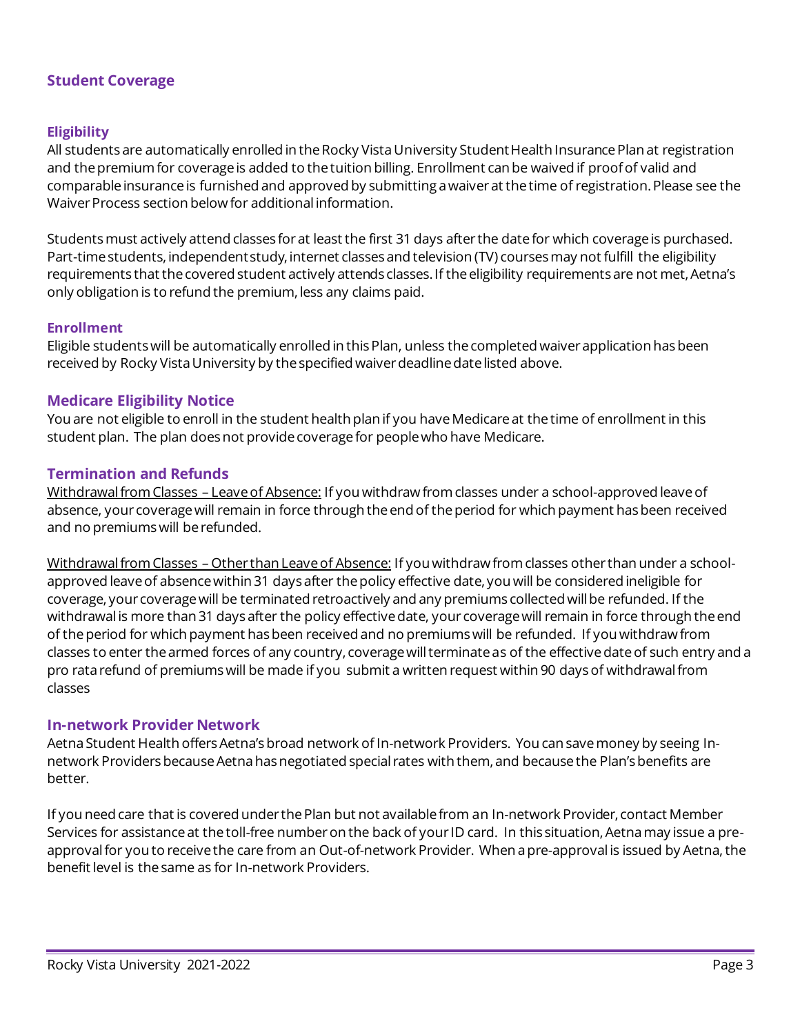## Student Coverage

### Eligibility

All students are automatically enrolled in the Rocky Vista University Student Health Insurance Plan at registration and the premium for coverage is added to the tuition billing. Enrollment can be waived if proof of valid and comparable insurance is furnished and approved by submitting a waiver at the time of registration. Please see the Waiver Process section below for additional information.

Students must actively attend classes for at least the first 31 days after the date for which coverage is purchased. Part-time students, independent study, internet classes and television (TV) courses may not fulfill the eligibility requirements that the covered student actively attends classes. If the eligibility requirements are not met, Aetna's only obligation is to refund the premium, less any claims paid.

### Enrollment

Eligible students will be automatically enrolled in this Plan, unless the completed waiver application has been received by Rocky Vista University by the specified waiver deadline date listed above.

### Medicare Eligibility Notice

You are not eligible to enroll in the student health plan if you have Medicare at the time of enrollment in this student plan. The plan does not provide coverage for people who have Medicare.

### Termination and Refunds

Withdrawal from Classes – Leave of Absence: If you withdraw from classes under a school-approved leave of absence, your coverage will remain in force through the end of the period for which payment has been received and no premiums will be refunded.

Withdrawal from Classes – Other than Leave of Absence: If you withdraw from classes other than under a school-approved leave of absence within 31 days after the policy effective date, you will be considered ineligible for coverage, your coverage will be terminated retroactively and any premiums collected will be refunded. If the withdrawal is more than 31 days after the policy effective date, your coverage will remain in force through the end of the period for which payment has been received and no premiums will be refunded. If you withdraw from classes to enter the armed forces of any country, coverage will terminate as of the effective date of such entry and a pro rata refund of premiums will be made if you submit a written request within 90 days of withdrawal from classes

### In-network Provider Network

Aetna Student Health offers Aetna's broad network of In-network Providers. You can save money by seeing In-network Providers because Aetna has negotiated special rates with them, and because the Plan's benefits are better.

If you need care that is covered under the Plan but not available from an In-network Provider, contact Member Services for assistance at the toll-free number on the back of your ID card. In this situation, Aetna may issue a pre-approval for you to receive the care from an Out-of-network Provider. When a pre-approval is issued by Aetna, the benefit level is the same as for In-network Providers.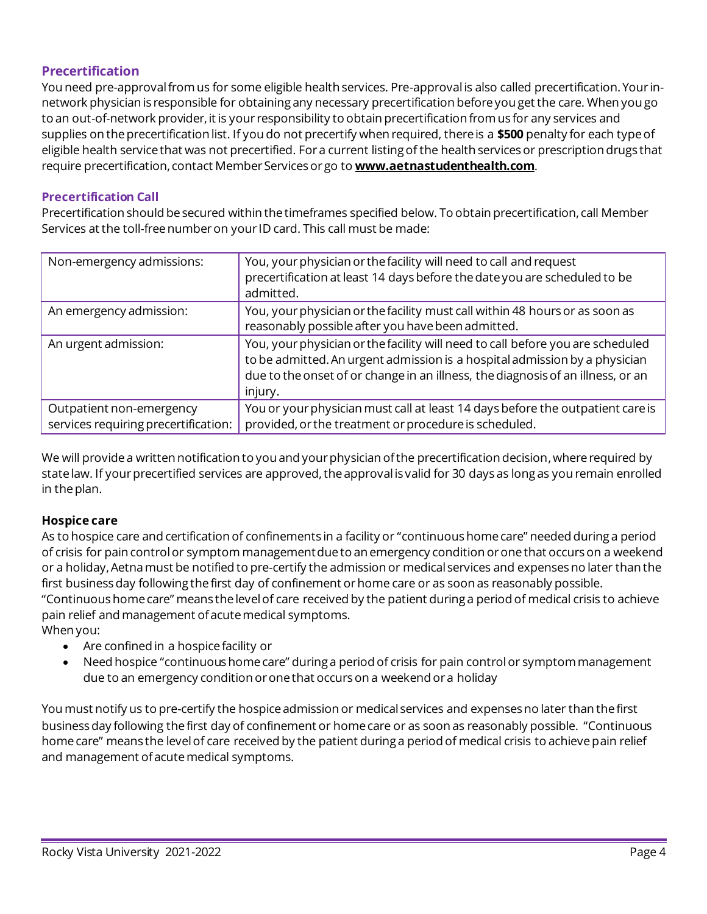## Precertification

You need pre-approval from us for some eligible health services. Pre-approval is also called precertification. Your in-network physician is responsible for obtaining any necessary precertification before you get the care. When you go to an out-of-network provider, it is your responsibility to obtain precertification from us for any services and supplies on the precertification list. If you do not precertify when required, there is a **$500** penalty for each type of eligible health service that was not precertified. For a current listing of the health services or prescription drugs that require precertification, contact Member Services or go to **[www.aetnastudenthealth.com](http://www.aetnastudenthealth.com)**.

### Precertification Call

Precertification should be secured within the timeframes specified below. To obtain precertification, call Member Services at the toll-free number on your ID card. This call must be made:

| | |
|---|---|
| Non-emergency admissions: | You, your physician or the facility will need to call and request precertification at least 14 days before the date you are scheduled to be admitted. |
| An emergency admission: | You, your physician or the facility must call within 48 hours or as soon as reasonably possible after you have been admitted. |
| An urgent admission: | You, your physician or the facility will need to call before you are scheduled to be admitted. An urgent admission is a hospital admission by a physician due to the onset of or change in an illness, the diagnosis of an illness, or an injury. |
| Outpatient non-emergency services requiring precertification: | You or your physician must call at least 14 days before the outpatient care is provided, or the treatment or procedure is scheduled. |

We will provide a written notification to you and your physician of the precertification decision, where required by state law. If your precertified services are approved, the approval is valid for 30 days as long as you remain enrolled in the plan.

**Hospice care**

As to hospice care and certification of confinements in a facility or "continuous home care" needed during a period of crisis for pain control or symptom management due to an emergency condition or one that occurs on a weekend or a holiday, Aetna must be notified to pre-certify the admission or medical services and expenses no later than the first business day following the first day of confinement or home care or as soon as reasonably possible. "Continuous home care" means the level of care received by the patient during a period of medical crisis to achieve pain relief and management of acute medical symptoms.

When you:

- Are confined in a hospice facility or
- Need hospice "continuous home care" during a period of crisis for pain control or symptom management due to an emergency condition or one that occurs on a weekend or a holiday

You must notify us to pre-certify the hospice admission or medical services and expenses no later than the first business day following the first day of confinement or home care or as soon as reasonably possible. "Continuous home care" means the level of care received by the patient during a period of medical crisis to achieve pain relief and management of acute medical symptoms.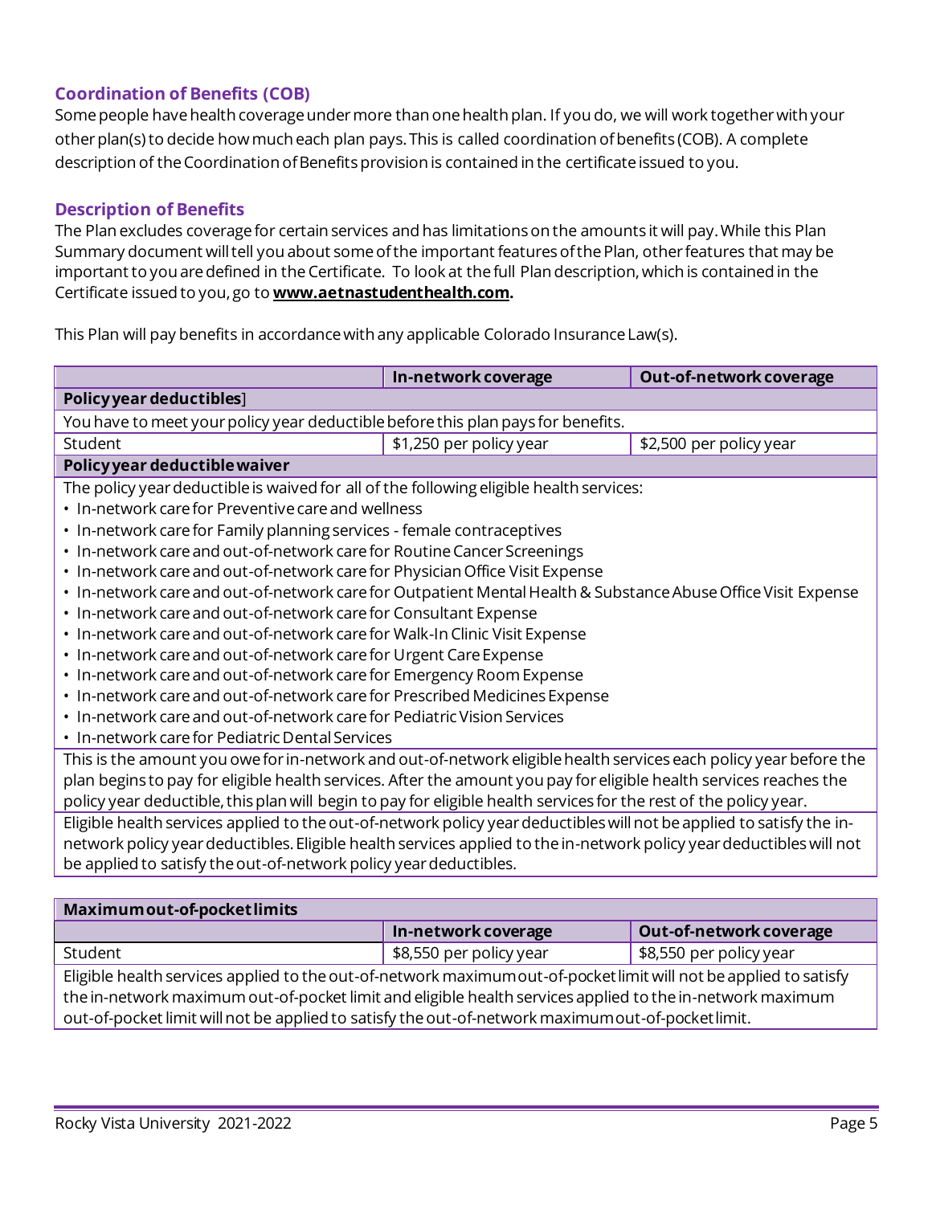## Coordination of Benefits (COB)

Some people have health coverage under more than one health plan. If you do, we will work together with your other plan(s) to decide how much each plan pays. This is called coordination of benefits (COB). A complete description of the Coordination of Benefits provision is contained in the certificate issued to you.

## Description of Benefits

The Plan excludes coverage for certain services and has limitations on the amounts it will pay. While this Plan Summary document will tell you about some of the important features of the Plan, other features that may be important to you are defined in the Certificate. To look at the full Plan description, which is contained in the Certificate issued to you, go to **www.aetnastudenthealth.com.**

This Plan will pay benefits in accordance with any applicable Colorado Insurance Law(s).

| | In-network coverage | Out-of-network coverage |
|---|---|---|
| **Policy year deductibles]** | | |
| You have to meet your policy year deductible before this plan pays for benefits. | | |
| Student | $1,250 per policy year | $2,500 per policy year |
| **Policy year deductible waiver** | | |
| The policy year deductible is waived for all of the following eligible health services:<br>• In-network care for Preventive care and wellness<br>• In-network care for Family planning services - female contraceptives<br>• In-network care and out-of-network care for Routine Cancer Screenings<br>• In-network care and out-of-network care for Physician Office Visit Expense<br>• In-network care and out-of-network care for Outpatient Mental Health & Substance Abuse Office Visit Expense<br>• In-network care and out-of-network care for Consultant Expense<br>• In-network care and out-of-network care for Walk-In Clinic Visit Expense<br>• In-network care and out-of-network care for Urgent Care Expense<br>• In-network care and out-of-network care for Emergency Room Expense<br>• In-network care and out-of-network care for Prescribed Medicines Expense<br>• In-network care and out-of-network care for Pediatric Vision Services<br>• In-network care for Pediatric Dental Services | | |
| This is the amount you owe for in-network and out-of-network eligible health services each policy year before the plan begins to pay for eligible health services. After the amount you pay for eligible health services reaches the policy year deductible, this plan will begin to pay for eligible health services for the rest of the policy year. | | |
| Eligible health services applied to the out-of-network policy year deductibles will not be applied to satisfy the in-network policy year deductibles. Eligible health services applied to the in-network policy year deductibles will not be applied to satisfy the out-of-network policy year deductibles. | | |

| **Maximum out-of-pocket limits** | | |
|---|---|---|
| | **In-network coverage** | **Out-of-network coverage** |
| Student | $8,550 per policy year | $8,550 per policy year |
| Eligible health services applied to the out-of-network maximum out-of-pocket limit will not be applied to satisfy the in-network maximum out-of-pocket limit and eligible health services applied to the in-network maximum out-of-pocket limit will not be applied to satisfy the out-of-network maximum out-of-pocket limit. | | |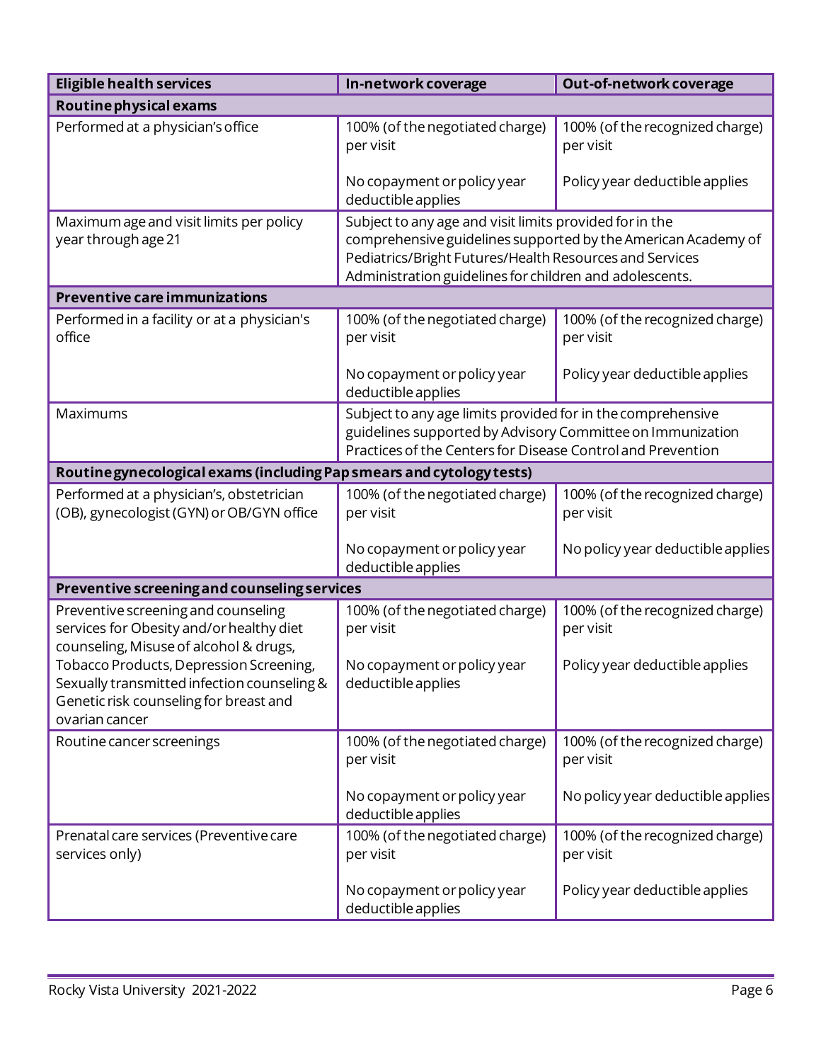| Eligible health services | In-network coverage | Out-of-network coverage |
|---|---|---|
| **Routine physical exams** | | |
| Performed at a physician's office | 100% (of the negotiated charge) per visit<br><br>No copayment or policy year deductible applies | 100% (of the recognized charge) per visit<br><br>Policy year deductible applies |
| Maximum age and visit limits per policy year through age 21 | Subject to any age and visit limits provided for in the comprehensive guidelines supported by the American Academy of Pediatrics/Bright Futures/Health Resources and Services Administration guidelines for children and adolescents. | |
| **Preventive care immunizations** | | |
| Performed in a facility or at a physician's office | 100% (of the negotiated charge) per visit<br><br>No copayment or policy year deductible applies | 100% (of the recognized charge) per visit<br><br>Policy year deductible applies |
| Maximums | Subject to any age limits provided for in the comprehensive guidelines supported by Advisory Committee on Immunization Practices of the Centers for Disease Control and Prevention | |
| **Routine gynecological exams (including Pap smears and cytology tests)** | | |
| Performed at a physician's, obstetrician (OB), gynecologist (GYN) or OB/GYN office | 100% (of the negotiated charge) per visit<br><br>No copayment or policy year deductible applies | 100% (of the recognized charge) per visit<br><br>No policy year deductible applies |
| **Preventive screening and counseling services** | | |
| Preventive screening and counseling services for Obesity and/or healthy diet counseling, Misuse of alcohol & drugs, Tobacco Products, Depression Screening, Sexually transmitted infection counseling & Genetic risk counseling for breast and ovarian cancer | 100% (of the negotiated charge) per visit<br><br>No copayment or policy year deductible applies | 100% (of the recognized charge) per visit<br><br>Policy year deductible applies |
| Routine cancer screenings | 100% (of the negotiated charge) per visit<br><br>No copayment or policy year deductible applies | 100% (of the recognized charge) per visit<br><br>No policy year deductible applies |
| Prenatal care services (Preventive care services only) | 100% (of the negotiated charge) per visit<br><br>No copayment or policy year deductible applies | 100% (of the recognized charge) per visit<br><br>Policy year deductible applies |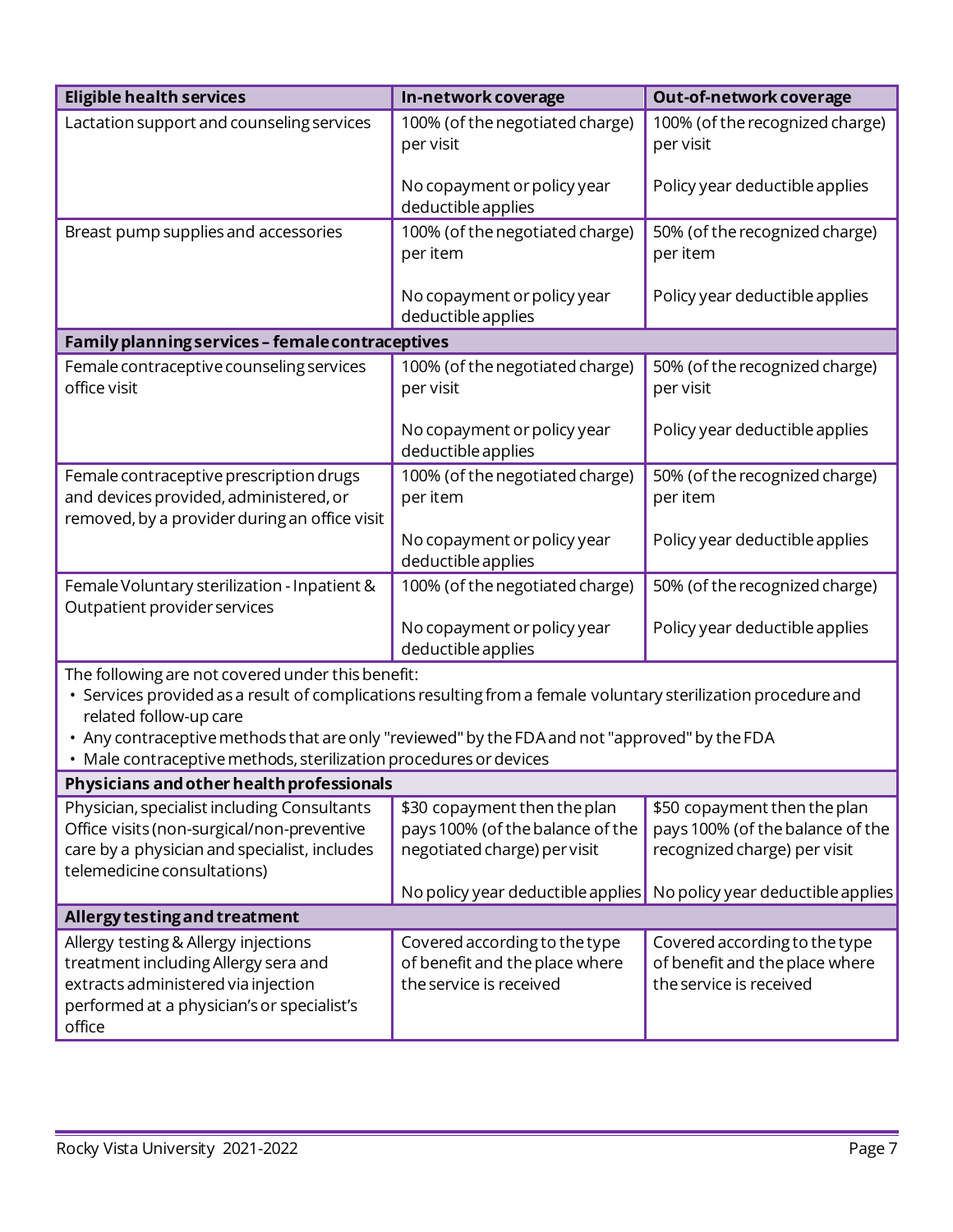| Eligible health services | In-network coverage | Out-of-network coverage |
|---|---|---|
| Lactation support and counseling services | 100% (of the negotiated charge) per visit<br><br>No copayment or policy year deductible applies | 100% (of the recognized charge) per visit<br><br>Policy year deductible applies |
| Breast pump supplies and accessories | 100% (of the negotiated charge) per item<br><br>No copayment or policy year deductible applies | 50% (of the recognized charge) per item<br><br>Policy year deductible applies |
| **Family planning services – female contraceptives** | | |
| Female contraceptive counseling services office visit | 100% (of the negotiated charge) per visit<br><br>No copayment or policy year deductible applies | 50% (of the recognized charge) per visit<br><br>Policy year deductible applies |
| Female contraceptive prescription drugs and devices provided, administered, or removed, by a provider during an office visit | 100% (of the negotiated charge) per item<br><br>No copayment or policy year deductible applies | 50% (of the recognized charge) per item<br><br>Policy year deductible applies |
| Female Voluntary sterilization - Inpatient & Outpatient provider services | 100% (of the negotiated charge)<br><br>No copayment or policy year deductible applies | 50% (of the recognized charge)<br><br>Policy year deductible applies |
| The following are not covered under this benefit:<br>• Services provided as a result of complications resulting from a female voluntary sterilization procedure and related follow-up care<br>• Any contraceptive methods that are only "reviewed" by the FDA and not "approved" by the FDA<br>• Male contraceptive methods, sterilization procedures or devices | | |
| **Physicians and other health professionals** | | |
| Physician, specialist including Consultants Office visits (non-surgical/non-preventive care by a physician and specialist, includes telemedicine consultations) | $30 copayment then the plan pays 100% (of the balance of the negotiated charge) per visit<br><br>No policy year deductible applies | $50 copayment then the plan pays 100% (of the balance of the recognized charge) per visit<br><br>No policy year deductible applies |
| **Allergy testing and treatment** | | |
| Allergy testing & Allergy injections treatment including Allergy sera and extracts administered via injection performed at a physician's or specialist's office | Covered according to the type of benefit and the place where the service is received | Covered according to the type of benefit and the place where the service is received |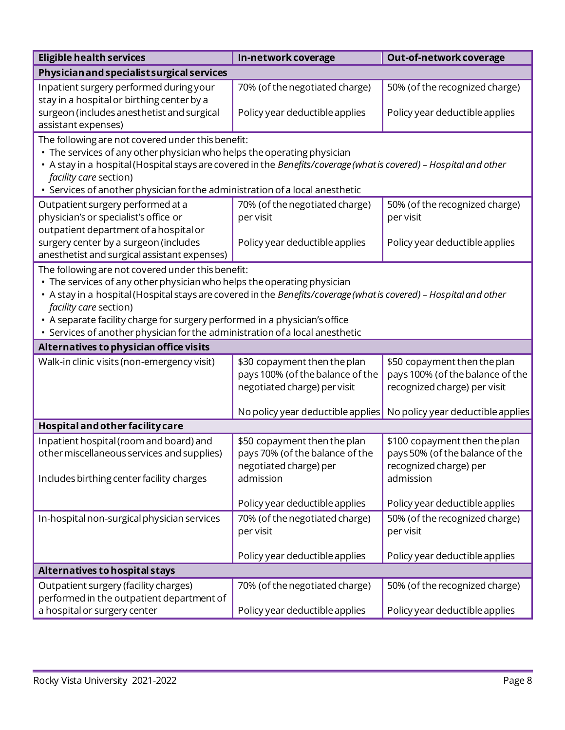| Eligible health services | In-network coverage | Out-of-network coverage |
|---|---|---|
| **Physician and specialist surgical services** | | |
| Inpatient surgery performed during your stay in a hospital or birthing center by a surgeon (includes anesthetist and surgical assistant expenses) | 70% (of the negotiated charge)<br><br>Policy year deductible applies | 50% (of the recognized charge)<br><br>Policy year deductible applies |
| The following are not covered under this benefit:<br>• The services of any other physician who helps the operating physician<br>• A stay in a hospital (Hospital stays are covered in the *Benefits/coverage (what is covered) – Hospital and other facility care* section)<br>• Services of another physician for the administration of a local anesthetic | | |
| Outpatient surgery performed at a physician's or specialist's office or outpatient department of a hospital or surgery center by a surgeon (includes anesthetist and surgical assistant expenses) | 70% (of the negotiated charge) per visit<br><br>Policy year deductible applies | 50% (of the recognized charge) per visit<br><br>Policy year deductible applies |
| The following are not covered under this benefit:<br>• The services of any other physician who helps the operating physician<br>• A stay in a hospital (Hospital stays are covered in the *Benefits/coverage (what is covered) – Hospital and other facility care* section)<br>• A separate facility charge for surgery performed in a physician's office<br>• Services of another physician for the administration of a local anesthetic | | |
| **Alternatives to physician office visits** | | |
| Walk-in clinic visits (non-emergency visit) | $30 copayment then the plan pays 100% (of the balance of the negotiated charge) per visit<br><br>No policy year deductible applies | $50 copayment then the plan pays 100% (of the balance of the recognized charge) per visit<br><br>No policy year deductible applies |
| **Hospital and other facility care** | | |
| Inpatient hospital (room and board) and other miscellaneous services and supplies<br><br>Includes birthing center facility charges | $50 copayment then the plan pays 70% (of the balance of the negotiated charge) per admission<br><br>Policy year deductible applies | $100 copayment then the plan pays 50% (of the balance of the recognized charge) per admission<br><br>Policy year deductible applies |
| In-hospital non-surgical physician services | 70% (of the negotiated charge) per visit<br><br>Policy year deductible applies | 50% (of the recognized charge) per visit<br><br>Policy year deductible applies |
| **Alternatives to hospital stays** | | |
| Outpatient surgery (facility charges) performed in the outpatient department of a hospital or surgery center | 70% (of the negotiated charge)<br><br>Policy year deductible applies | 50% (of the recognized charge)<br><br>Policy year deductible applies |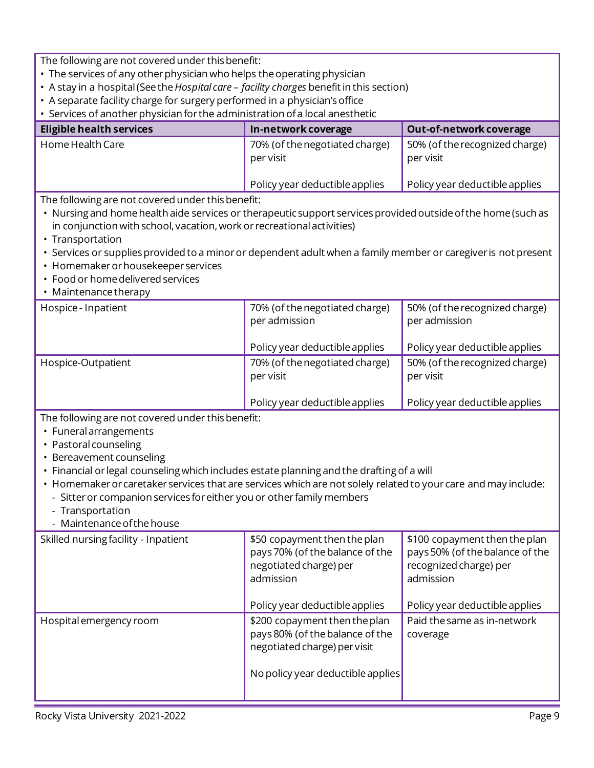The following are not covered under this benefit:

- The services of any other physician who helps the operating physician
- A stay in a hospital (See the *Hospital care – facility charges* benefit in this section)
- A separate facility charge for surgery performed in a physician's office
- Services of another physician for the administration of a local anesthetic

| Eligible health services | In-network coverage | Out-of-network coverage |
|---|---|---|
| Home Health Care | 70% (of the negotiated charge) per visit<br><br>Policy year deductible applies | 50% (of the recognized charge) per visit<br><br>Policy year deductible applies |

The following are not covered under this benefit:

- Nursing and home health aide services or therapeutic support services provided outside of the home (such as in conjunction with school, vacation, work or recreational activities)
- Transportation
- Services or supplies provided to a minor or dependent adult when a family member or caregiver is not present
- Homemaker or housekeeper services
- Food or home delivered services
- Maintenance therapy

| Eligible health services | In-network coverage | Out-of-network coverage |
|---|---|---|
| Hospice - Inpatient | 70% (of the negotiated charge) per admission<br><br>Policy year deductible applies | 50% (of the recognized charge) per admission<br><br>Policy year deductible applies |
| Hospice-Outpatient | 70% (of the negotiated charge) per visit<br><br>Policy year deductible applies | 50% (of the recognized charge) per visit<br><br>Policy year deductible applies |

The following are not covered under this benefit:

- Funeral arrangements
- Pastoral counseling
- Bereavement counseling
- Financial or legal counseling which includes estate planning and the drafting of a will
- Homemaker or caretaker services that are services which are not solely related to your care and may include:
  - Sitter or companion services for either you or other family members
  - Transportation
  - Maintenance of the house

| Eligible health services | In-network coverage | Out-of-network coverage |
|---|---|---|
| Skilled nursing facility - Inpatient | $50 copayment then the plan pays 70% (of the balance of the negotiated charge) per admission<br><br>Policy year deductible applies | $100 copayment then the plan pays 50% (of the balance of the recognized charge) per admission<br><br>Policy year deductible applies |
| Hospital emergency room | $200 copayment then the plan pays 80% (of the balance of the negotiated charge) per visit<br><br>No policy year deductible applies | Paid the same as in-network coverage |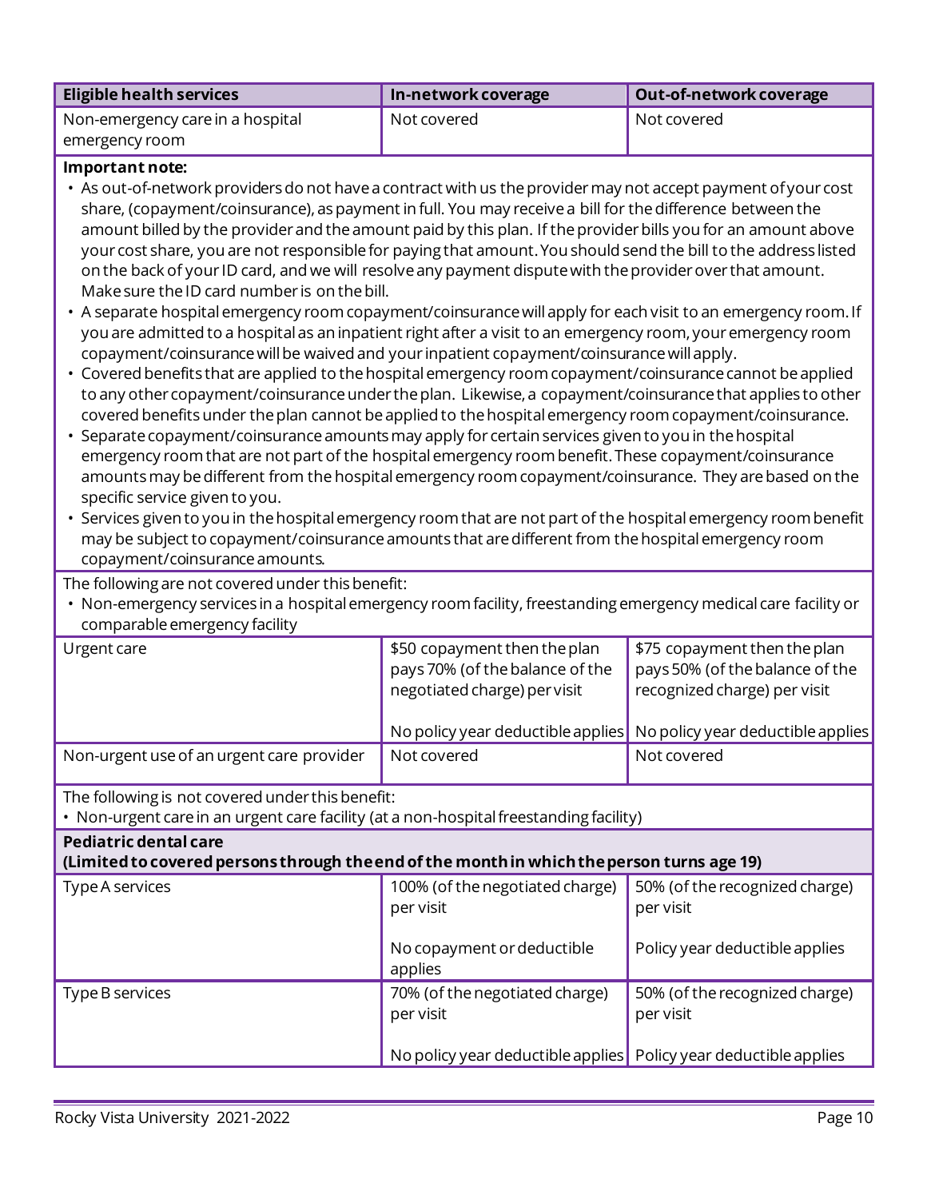| Eligible health services | In-network coverage | Out-of-network coverage |
|---|---|---|
| Non-emergency care in a hospital emergency room | Not covered | Not covered |

**Important note:**

- As out-of-network providers do not have a contract with us the provider may not accept payment of your cost share, (copayment/coinsurance), as payment in full. You may receive a bill for the difference between the amount billed by the provider and the amount paid by this plan. If the provider bills you for an amount above your cost share, you are not responsible for paying that amount. You should send the bill to the address listed on the back of your ID card, and we will resolve any payment dispute with the provider over that amount. Make sure the ID card number is on the bill.
- A separate hospital emergency room copayment/coinsurance will apply for each visit to an emergency room. If you are admitted to a hospital as an inpatient right after a visit to an emergency room, your emergency room copayment/coinsurance will be waived and your inpatient copayment/coinsurance will apply.
- Covered benefits that are applied to the hospital emergency room copayment/coinsurance cannot be applied to any other copayment/coinsurance under the plan. Likewise, a copayment/coinsurance that applies to other covered benefits under the plan cannot be applied to the hospital emergency room copayment/coinsurance.
- Separate copayment/coinsurance amounts may apply for certain services given to you in the hospital emergency room that are not part of the hospital emergency room benefit. These copayment/coinsurance amounts may be different from the hospital emergency room copayment/coinsurance. They are based on the specific service given to you.
- Services given to you in the hospital emergency room that are not part of the hospital emergency room benefit may be subject to copayment/coinsurance amounts that are different from the hospital emergency room copayment/coinsurance amounts.

The following are not covered under this benefit:

- Non-emergency services in a hospital emergency room facility, freestanding emergency medical care facility or comparable emergency facility

| Eligible health services | In-network coverage | Out-of-network coverage |
|---|---|---|
| Urgent care | $50 copayment then the plan pays 70% (of the balance of the negotiated charge) per visit<br><br>No policy year deductible applies | $75 copayment then the plan pays 50% (of the balance of the recognized charge) per visit<br><br>No policy year deductible applies |
| Non-urgent use of an urgent care provider | Not covered | Not covered |

The following is not covered under this benefit:

- Non-urgent care in an urgent care facility (at a non-hospital freestanding facility)

**Pediatric dental care**
**(Limited to covered persons through the end of the month in which the person turns age 19)**

| Eligible health services | In-network coverage | Out-of-network coverage |
|---|---|---|
| Type A services | 100% (of the negotiated charge) per visit<br><br>No copayment or deductible applies | 50% (of the recognized charge) per visit<br><br>Policy year deductible applies |
| Type B services | 70% (of the negotiated charge) per visit<br><br>No policy year deductible applies | 50% (of the recognized charge) per visit<br><br>Policy year deductible applies |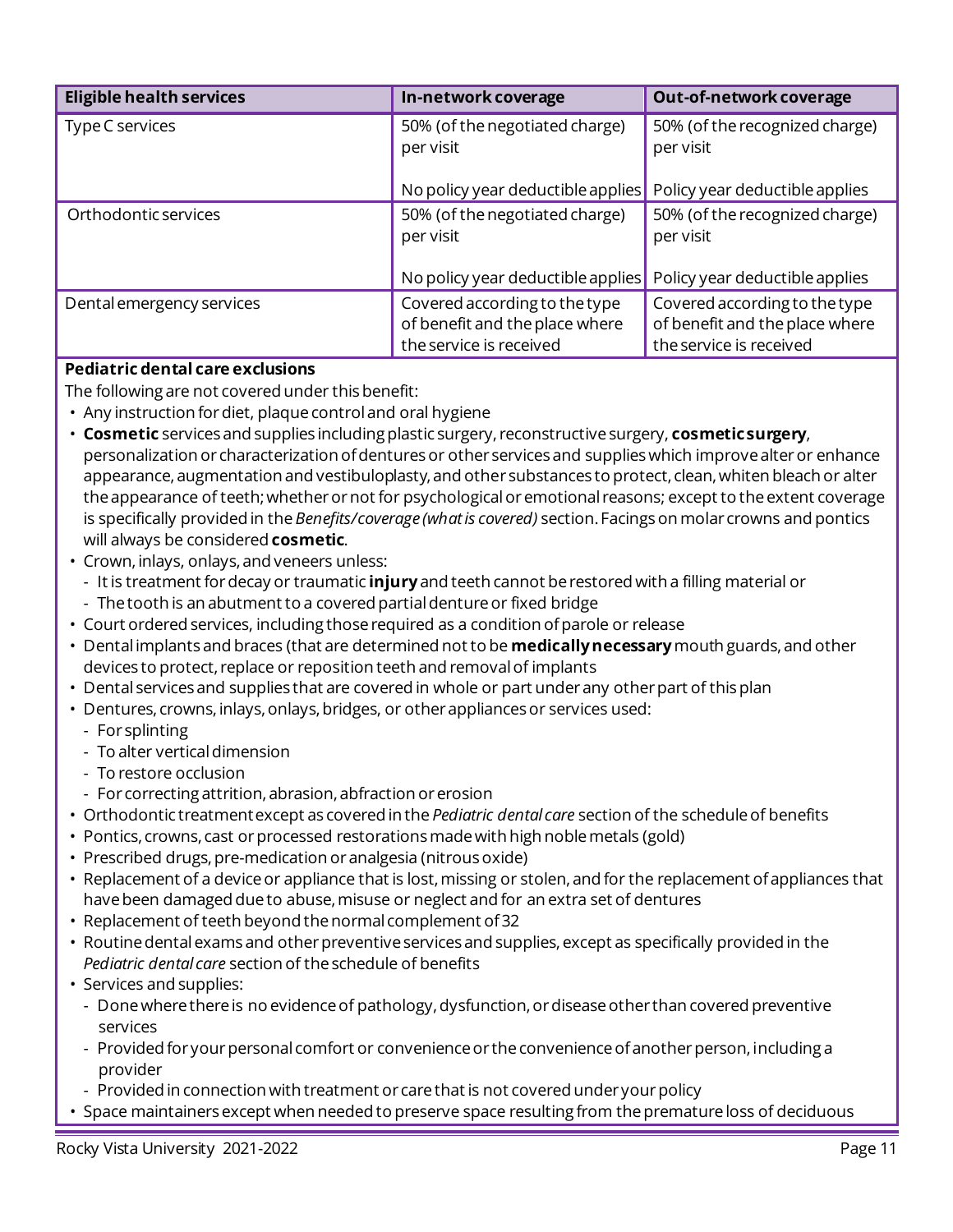| Eligible health services | In-network coverage | Out-of-network coverage |
|---|---|---|
| Type C services | 50% (of the negotiated charge) per visit<br><br>No policy year deductible applies | 50% (of the recognized charge) per visit<br><br>Policy year deductible applies |
| Orthodontic services | 50% (of the negotiated charge) per visit<br><br>No policy year deductible applies | 50% (of the recognized charge) per visit<br><br>Policy year deductible applies |
| Dental emergency services | Covered according to the type of benefit and the place where the service is received | Covered according to the type of benefit and the place where the service is received |

**Pediatric dental care exclusions**

The following are not covered under this benefit:

- Any instruction for diet, plaque control and oral hygiene
- **Cosmetic** services and supplies including plastic surgery, reconstructive surgery, **cosmetic surgery**, personalization or characterization of dentures or other services and supplies which improve alter or enhance appearance, augmentation and vestibuloplasty, and other substances to protect, clean, whiten bleach or alter the appearance of teeth; whether or not for psychological or emotional reasons; except to the extent coverage is specifically provided in the *Benefits/coverage (what is covered)* section. Facings on molar crowns and pontics will always be considered **cosmetic**.
- Crown, inlays, onlays, and veneers unless:
  - It is treatment for decay or traumatic **injury** and teeth cannot be restored with a filling material or
  - The tooth is an abutment to a covered partial denture or fixed bridge
- Court ordered services, including those required as a condition of parole or release
- Dental implants and braces (that are determined not to be **medically necessary** mouth guards, and other devices to protect, replace or reposition teeth and removal of implants
- Dental services and supplies that are covered in whole or part under any other part of this plan
- Dentures, crowns, inlays, onlays, bridges, or other appliances or services used:
  - For splinting
  - To alter vertical dimension
  - To restore occlusion
  - For correcting attrition, abrasion, abfraction or erosion
- Orthodontic treatment except as covered in the *Pediatric dental care* section of the schedule of benefits
- Pontics, crowns, cast or processed restorations made with high noble metals (gold)
- Prescribed drugs, pre-medication or analgesia (nitrous oxide)
- Replacement of a device or appliance that is lost, missing or stolen, and for the replacement of appliances that have been damaged due to abuse, misuse or neglect and for an extra set of dentures
- Replacement of teeth beyond the normal complement of 32
- Routine dental exams and other preventive services and supplies, except as specifically provided in the *Pediatric dental care* section of the schedule of benefits
- Services and supplies:
  - Done where there is no evidence of pathology, dysfunction, or disease other than covered preventive services
  - Provided for your personal comfort or convenience or the convenience of another person, including a provider
  - Provided in connection with treatment or care that is not covered under your policy
- Space maintainers except when needed to preserve space resulting from the premature loss of deciduous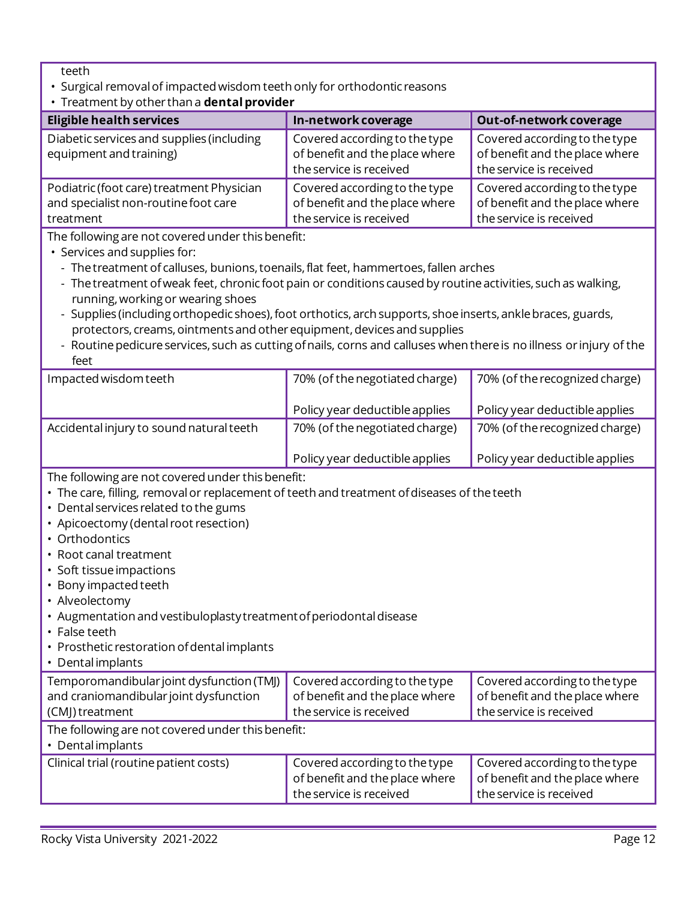teeth

- Surgical removal of impacted wisdom teeth only for orthodontic reasons
- Treatment by other than a **dental provider**

| Eligible health services | In-network coverage | Out-of-network coverage |
|---|---|---|
| Diabetic services and supplies (including equipment and training) | Covered according to the type of benefit and the place where the service is received | Covered according to the type of benefit and the place where the service is received |
| Podiatric (foot care) treatment Physician and specialist non-routine foot care treatment | Covered according to the type of benefit and the place where the service is received | Covered according to the type of benefit and the place where the service is received |

The following are not covered under this benefit:

- Services and supplies for:
  - The treatment of calluses, bunions, toenails, flat feet, hammertoes, fallen arches
  - The treatment of weak feet, chronic foot pain or conditions caused by routine activities, such as walking, running, working or wearing shoes
  - Supplies (including orthopedic shoes), foot orthotics, arch supports, shoe inserts, ankle braces, guards, protectors, creams, ointments and other equipment, devices and supplies
  - Routine pedicure services, such as cutting of nails, corns and calluses when there is no illness or injury of the feet

| Eligible health services | In-network coverage | Out-of-network coverage |
|---|---|---|
| Impacted wisdom teeth | 70% (of the negotiated charge)<br><br>Policy year deductible applies | 70% (of the recognized charge)<br><br>Policy year deductible applies |
| Accidental injury to sound natural teeth | 70% (of the negotiated charge)<br><br>Policy year deductible applies | 70% (of the recognized charge)<br><br>Policy year deductible applies |

The following are not covered under this benefit:

- The care, filling, removal or replacement of teeth and treatment of diseases of the teeth
- Dental services related to the gums
- Apicoectomy (dental root resection)
- Orthodontics
- Root canal treatment
- Soft tissue impactions
- Bony impacted teeth
- Alveolectomy
- Augmentation and vestibuloplasty treatment of periodontal disease
- False teeth
- Prosthetic restoration of dental implants
- Dental implants

| Eligible health services | In-network coverage | Out-of-network coverage |
|---|---|---|
| Temporomandibular joint dysfunction (TMJ) and craniomandibular joint dysfunction (CMJ) treatment | Covered according to the type of benefit and the place where the service is received | Covered according to the type of benefit and the place where the service is received |

The following are not covered under this benefit:

- Dental implants

| Eligible health services | In-network coverage | Out-of-network coverage |
|---|---|---|
| Clinical trial (routine patient costs) | Covered according to the type of benefit and the place where the service is received | Covered according to the type of benefit and the place where the service is received |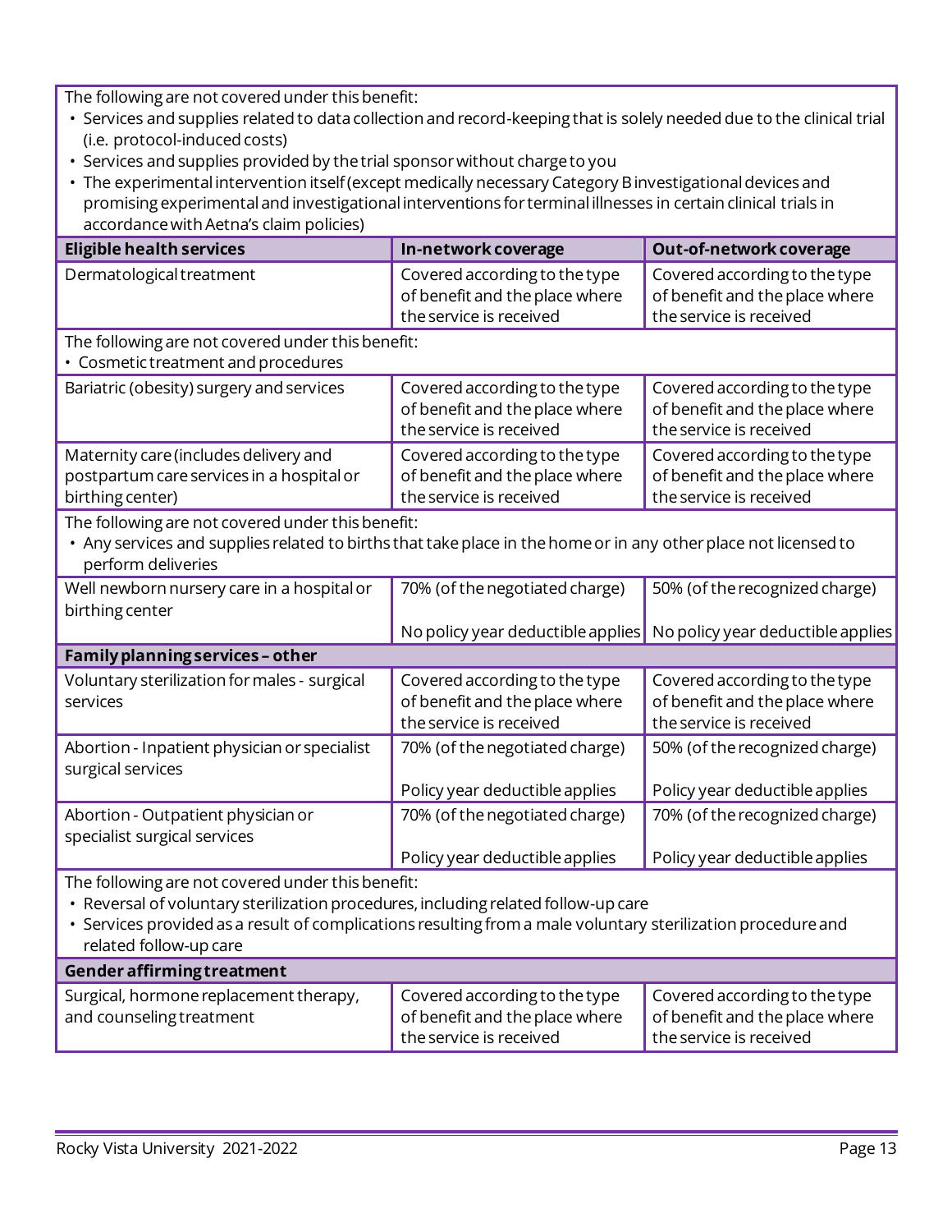| | | |
|---|---|---|
| The following are not covered under this benefit:<br>• Services and supplies related to data collection and record-keeping that is solely needed due to the clinical trial (i.e. protocol-induced costs)<br>• Services and supplies provided by the trial sponsor without charge to you<br>• The experimental intervention itself (except medically necessary Category B investigational devices and promising experimental and investigational interventions for terminal illnesses in certain clinical trials in accordance with Aetna's claim policies) | | |
| **Eligible health services** | **In-network coverage** | **Out-of-network coverage** |
| Dermatological treatment | Covered according to the type of benefit and the place where the service is received | Covered according to the type of benefit and the place where the service is received |
| The following are not covered under this benefit:<br>• Cosmetic treatment and procedures | | |
| Bariatric (obesity) surgery and services | Covered according to the type of benefit and the place where the service is received | Covered according to the type of benefit and the place where the service is received |
| Maternity care (includes delivery and postpartum care services in a hospital or birthing center) | Covered according to the type of benefit and the place where the service is received | Covered according to the type of benefit and the place where the service is received |
| The following are not covered under this benefit:<br>• Any services and supplies related to births that take place in the home or in any other place not licensed to perform deliveries | | |
| Well newborn nursery care in a hospital or birthing center | 70% (of the negotiated charge)<br><br>No policy year deductible applies | 50% (of the recognized charge)<br><br>No policy year deductible applies |
| **Family planning services – other** | | |
| Voluntary sterilization for males - surgical services | Covered according to the type of benefit and the place where the service is received | Covered according to the type of benefit and the place where the service is received |
| Abortion - Inpatient physician or specialist surgical services | 70% (of the negotiated charge)<br><br>Policy year deductible applies | 50% (of the recognized charge)<br><br>Policy year deductible applies |
| Abortion - Outpatient physician or specialist surgical services | 70% (of the negotiated charge)<br><br>Policy year deductible applies | 70% (of the recognized charge)<br><br>Policy year deductible applies |
| The following are not covered under this benefit:<br>• Reversal of voluntary sterilization procedures, including related follow-up care<br>• Services provided as a result of complications resulting from a male voluntary sterilization procedure and related follow-up care | | |
| **Gender affirming treatment** | | |
| Surgical, hormone replacement therapy, and counseling treatment | Covered according to the type of benefit and the place where the service is received | Covered according to the type of benefit and the place where the service is received |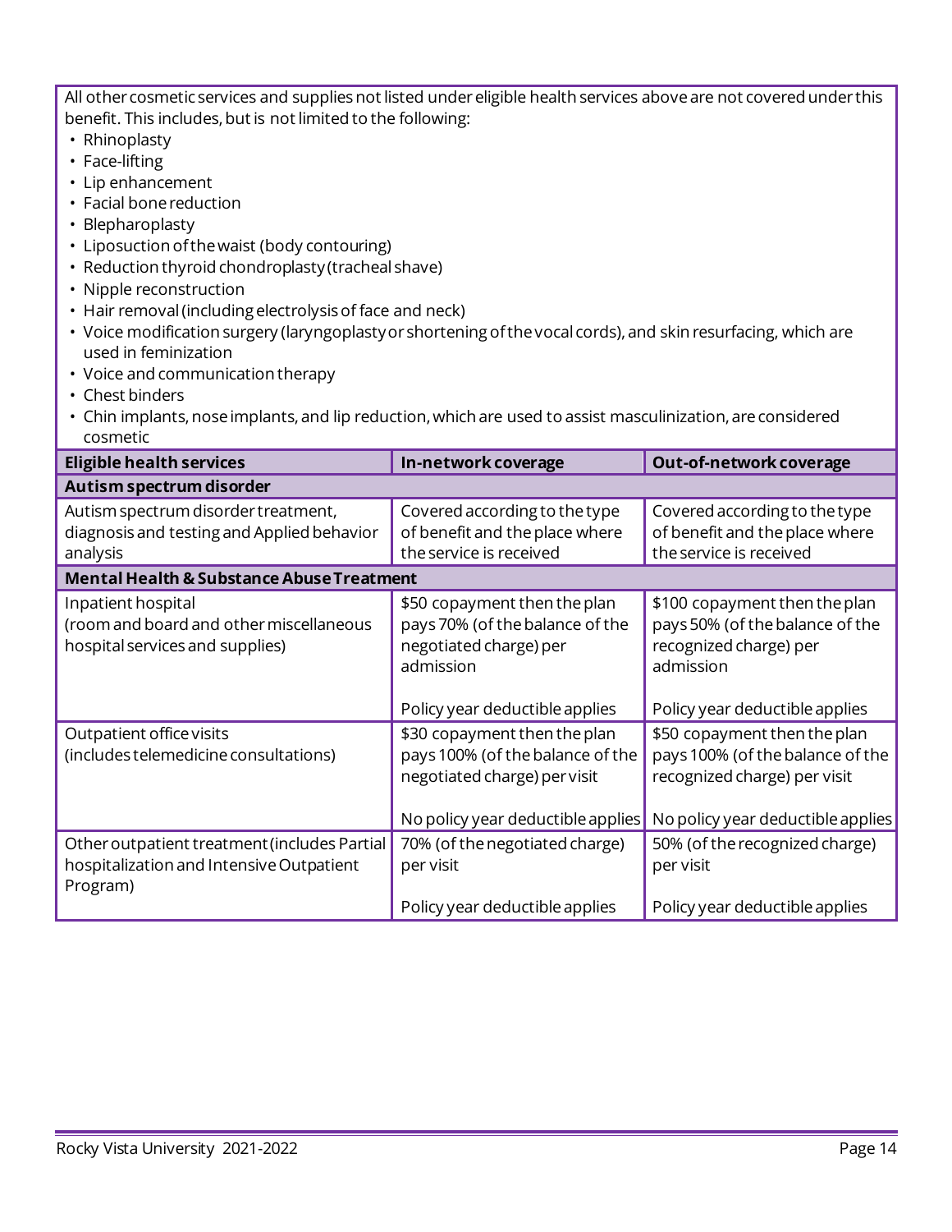All other cosmetic services and supplies not listed under eligible health services above are not covered under this benefit. This includes, but is not limited to the following:

- Rhinoplasty
- Face-lifting
- Lip enhancement
- Facial bone reduction
- Blepharoplasty
- Liposuction of the waist (body contouring)
- Reduction thyroid chondroplasty (tracheal shave)
- Nipple reconstruction
- Hair removal (including electrolysis of face and neck)
- Voice modification surgery (laryngoplasty or shortening of the vocal cords), and skin resurfacing, which are used in feminization
- Voice and communication therapy
- Chest binders
- Chin implants, nose implants, and lip reduction, which are used to assist masculinization, are considered cosmetic

| Eligible health services | In-network coverage | Out-of-network coverage |
|---|---|---|
| **Autism spectrum disorder** | | |
| Autism spectrum disorder treatment, diagnosis and testing and Applied behavior analysis | Covered according to the type of benefit and the place where the service is received | Covered according to the type of benefit and the place where the service is received |
| **Mental Health & Substance Abuse Treatment** | | |
| Inpatient hospital (room and board and other miscellaneous hospital services and supplies) | $50 copayment then the plan pays 70% (of the balance of the negotiated charge) per admission<br><br>Policy year deductible applies | $100 copayment then the plan pays 50% (of the balance of the recognized charge) per admission<br><br>Policy year deductible applies |
| Outpatient office visits (includes telemedicine consultations) | $30 copayment then the plan pays 100% (of the balance of the negotiated charge) per visit<br><br>No policy year deductible applies | $50 copayment then the plan pays 100% (of the balance of the recognized charge) per visit<br><br>No policy year deductible applies |
| Other outpatient treatment (includes Partial hospitalization and Intensive Outpatient Program) | 70% (of the negotiated charge) per visit<br><br>Policy year deductible applies | 50% (of the recognized charge) per visit<br><br>Policy year deductible applies |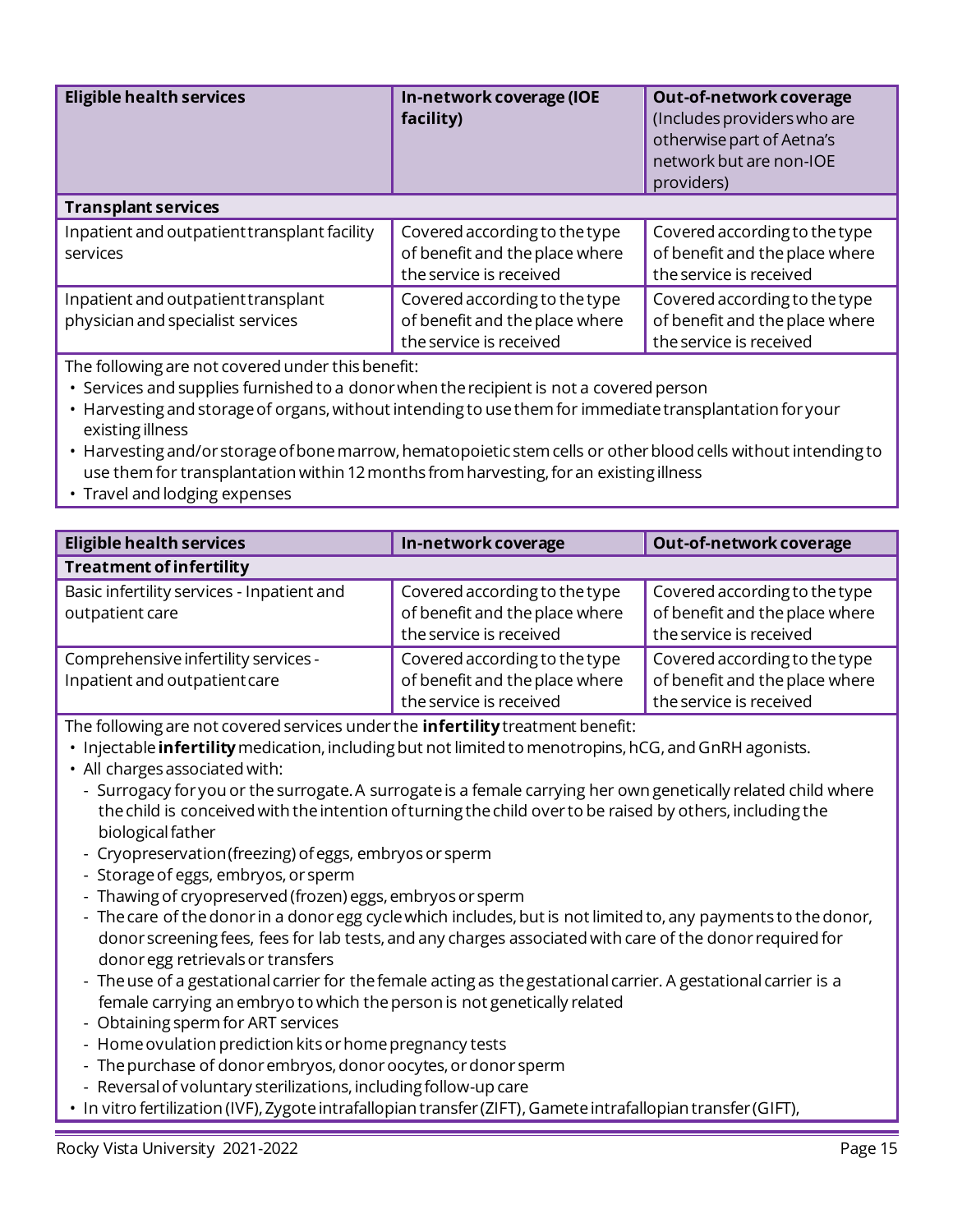| Eligible health services | In-network coverage (IOE facility) | Out-of-network coverage (Includes providers who are otherwise part of Aetna's network but are non-IOE providers) |
|---|---|---|
| **Transplant services** | | |
| Inpatient and outpatient transplant facility services | Covered according to the type of benefit and the place where the service is received | Covered according to the type of benefit and the place where the service is received |
| Inpatient and outpatient transplant physician and specialist services | Covered according to the type of benefit and the place where the service is received | Covered according to the type of benefit and the place where the service is received |

The following are not covered under this benefit:

- Services and supplies furnished to a donor when the recipient is not a covered person
- Harvesting and storage of organs, without intending to use them for immediate transplantation for your existing illness
- Harvesting and/or storage of bone marrow, hematopoietic stem cells or other blood cells without intending to use them for transplantation within 12 months from harvesting, for an existing illness
- Travel and lodging expenses

| Eligible health services | In-network coverage | Out-of-network coverage |
|---|---|---|
| **Treatment of infertility** | | |
| Basic infertility services - Inpatient and outpatient care | Covered according to the type of benefit and the place where the service is received | Covered according to the type of benefit and the place where the service is received |
| Comprehensive infertility services - Inpatient and outpatient care | Covered according to the type of benefit and the place where the service is received | Covered according to the type of benefit and the place where the service is received |

The following are not covered services under the **infertility** treatment benefit:

- Injectable **infertility** medication, including but not limited to menotropins, hCG, and GnRH agonists.
- All charges associated with:
  - Surrogacy for you or the surrogate. A surrogate is a female carrying her own genetically related child where the child is conceived with the intention of turning the child over to be raised by others, including the biological father
  - Cryopreservation (freezing) of eggs, embryos or sperm
  - Storage of eggs, embryos, or sperm
  - Thawing of cryopreserved (frozen) eggs, embryos or sperm
  - The care of the donor in a donor egg cycle which includes, but is not limited to, any payments to the donor, donor screening fees, fees for lab tests, and any charges associated with care of the donor required for donor egg retrievals or transfers
  - The use of a gestational carrier for the female acting as the gestational carrier. A gestational carrier is a female carrying an embryo to which the person is not genetically related
  - Obtaining sperm for ART services
  - Home ovulation prediction kits or home pregnancy tests
  - The purchase of donor embryos, donor oocytes, or donor sperm
  - Reversal of voluntary sterilizations, including follow-up care
- In vitro fertilization (IVF), Zygote intrafallopian transfer (ZIFT), Gamete intrafallopian transfer (GIFT),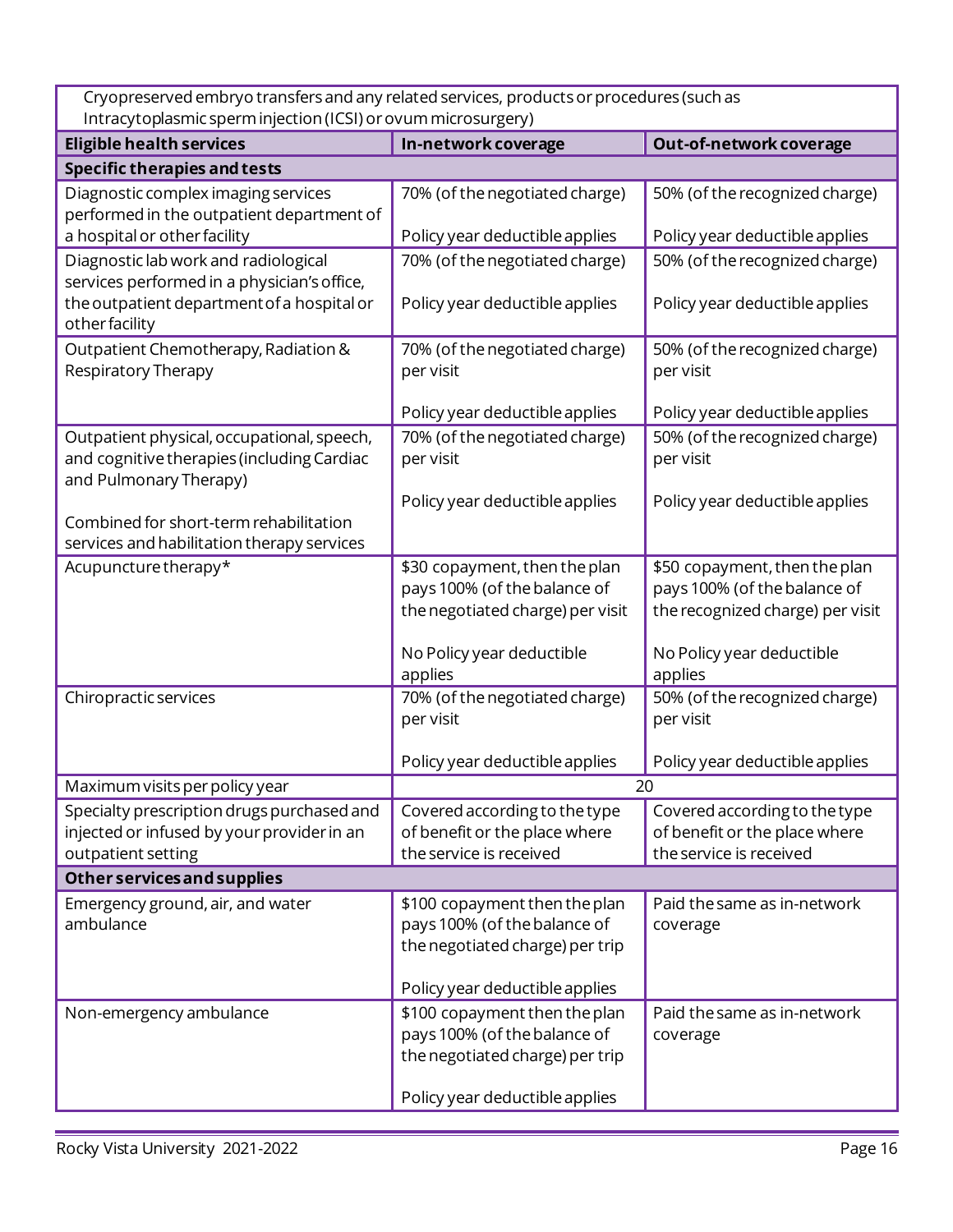| Cryopreserved embryo transfers and any related services, products or procedures (such as Intracytoplasmic sperm injection (ICSI) or ovum microsurgery) | | |
|---|---|---|
| **Eligible health services** | **In-network coverage** | **Out-of-network coverage** |
| **Specific therapies and tests** | | |
| Diagnostic complex imaging services performed in the outpatient department of a hospital or other facility | 70% (of the negotiated charge)<br><br>Policy year deductible applies | 50% (of the recognized charge)<br><br>Policy year deductible applies |
| Diagnostic lab work and radiological services performed in a physician's office, the outpatient department of a hospital or other facility | 70% (of the negotiated charge)<br><br>Policy year deductible applies | 50% (of the recognized charge)<br><br>Policy year deductible applies |
| Outpatient Chemotherapy, Radiation & Respiratory Therapy | 70% (of the negotiated charge) per visit<br><br>Policy year deductible applies | 50% (of the recognized charge) per visit<br><br>Policy year deductible applies |
| Outpatient physical, occupational, speech, and cognitive therapies (including Cardiac and Pulmonary Therapy)<br><br>Combined for short-term rehabilitation services and habilitation therapy services | 70% (of the negotiated charge) per visit<br><br>Policy year deductible applies | 50% (of the recognized charge) per visit<br><br>Policy year deductible applies |
| Acupuncture therapy* | $30 copayment, then the plan pays 100% (of the balance of the negotiated charge) per visit<br><br>No Policy year deductible applies | $50 copayment, then the plan pays 100% (of the balance of the recognized charge) per visit<br><br>No Policy year deductible applies |
| Chiropractic services | 70% (of the negotiated charge) per visit<br><br>Policy year deductible applies | 50% (of the recognized charge) per visit<br><br>Policy year deductible applies |
| Maximum visits per policy year | 20 | |
| Specialty prescription drugs purchased and injected or infused by your provider in an outpatient setting | Covered according to the type of benefit or the place where the service is received | Covered according to the type of benefit or the place where the service is received |
| **Other services and supplies** | | |
| Emergency ground, air, and water ambulance | $100 copayment then the plan pays 100% (of the balance of the negotiated charge) per trip<br><br>Policy year deductible applies | Paid the same as in-network coverage |
| Non-emergency ambulance | $100 copayment then the plan pays 100% (of the balance of the negotiated charge) per trip<br><br>Policy year deductible applies | Paid the same as in-network coverage |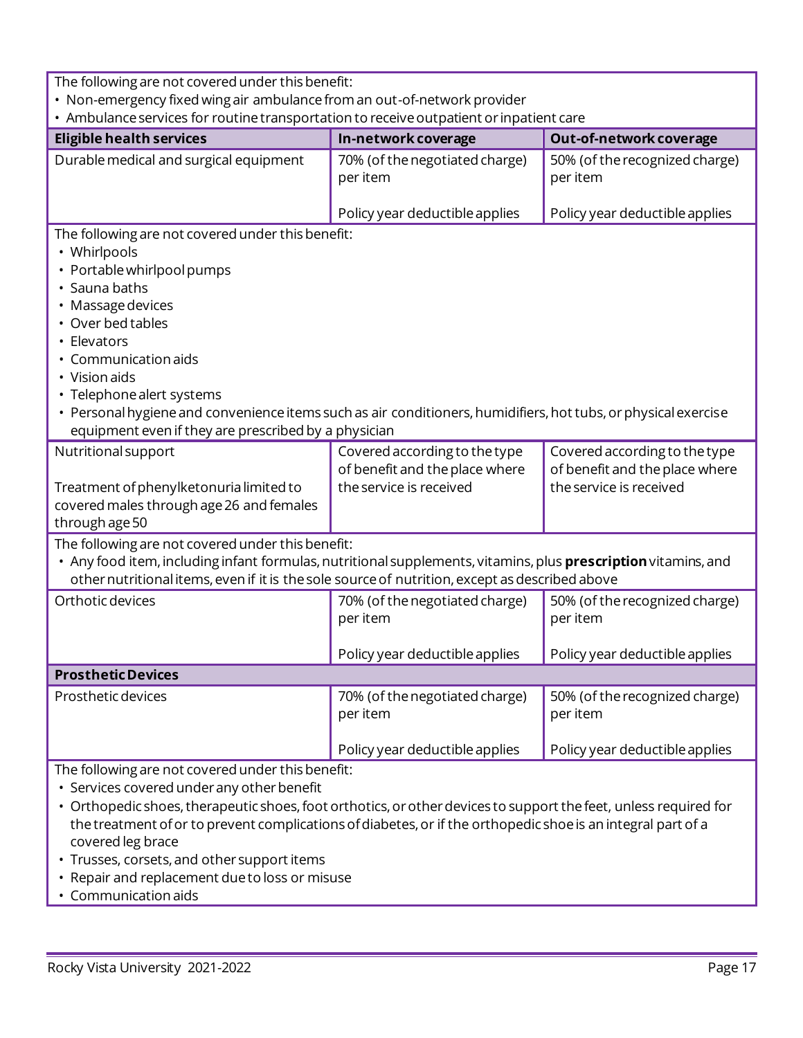| Eligible health services | In-network coverage | Out-of-network coverage |
|---|---|---|
| The following are not covered under this benefit: • Non-emergency fixed wing air ambulance from an out-of-network provider • Ambulance services for routine transportation to receive outpatient or inpatient care | | |
| Durable medical and surgical equipment | 70% (of the negotiated charge) per item<br><br>Policy year deductible applies | 50% (of the recognized charge) per item<br><br>Policy year deductible applies |
| The following are not covered under this benefit: • Whirlpools • Portable whirlpool pumps • Sauna baths • Massage devices • Over bed tables • Elevators • Communication aids • Vision aids • Telephone alert systems • Personal hygiene and convenience items such as air conditioners, humidifiers, hot tubs, or physical exercise equipment even if they are prescribed by a physician | | |
| Nutritional support<br><br>Treatment of phenylketonuria limited to covered males through age 26 and females through age 50 | Covered according to the type of benefit and the place where the service is received | Covered according to the type of benefit and the place where the service is received |
| The following are not covered under this benefit: • Any food item, including infant formulas, nutritional supplements, vitamins, plus **prescription** vitamins, and other nutritional items, even if it is the sole source of nutrition, except as described above | | |
| Orthotic devices | 70% (of the negotiated charge) per item<br><br>Policy year deductible applies | 50% (of the recognized charge) per item<br><br>Policy year deductible applies |
| **Prosthetic Devices** | | |
| Prosthetic devices | 70% (of the negotiated charge) per item<br><br>Policy year deductible applies | 50% (of the recognized charge) per item<br><br>Policy year deductible applies |
| The following are not covered under this benefit: • Services covered under any other benefit • Orthopedic shoes, therapeutic shoes, foot orthotics, or other devices to support the feet, unless required for the treatment of or to prevent complications of diabetes, or if the orthopedic shoe is an integral part of a covered leg brace • Trusses, corsets, and other support items • Repair and replacement due to loss or misuse • Communication aids | | |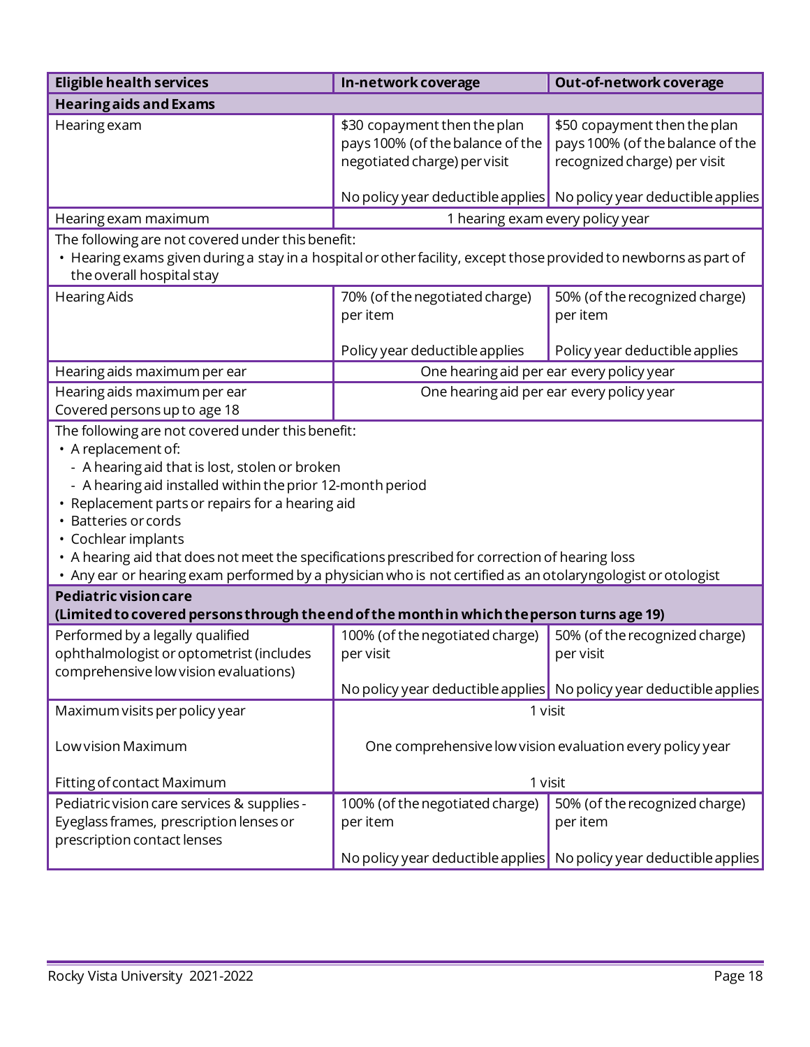| Eligible health services | In-network coverage | Out-of-network coverage |
|---|---|---|
| **Hearing aids and Exams** | | |
| Hearing exam | $30 copayment then the plan pays 100% (of the balance of the negotiated charge) per visit<br><br>No policy year deductible applies | $50 copayment then the plan pays 100% (of the balance of the recognized charge) per visit<br><br>No policy year deductible applies |
| Hearing exam maximum | 1 hearing exam every policy year | |
| The following are not covered under this benefit:<br>• Hearing exams given during a stay in a hospital or other facility, except those provided to newborns as part of the overall hospital stay | | |
| Hearing Aids | 70% (of the negotiated charge) per item<br><br>Policy year deductible applies | 50% (of the recognized charge) per item<br><br>Policy year deductible applies |
| Hearing aids maximum per ear | One hearing aid per ear every policy year | |
| Hearing aids maximum per ear<br>Covered persons up to age 18 | One hearing aid per ear every policy year | |
| The following are not covered under this benefit:<br>• A replacement of:<br>  - A hearing aid that is lost, stolen or broken<br>  - A hearing aid installed within the prior 12-month period<br>• Replacement parts or repairs for a hearing aid<br>• Batteries or cords<br>• Cochlear implants<br>• A hearing aid that does not meet the specifications prescribed for correction of hearing loss<br>• Any ear or hearing exam performed by a physician who is not certified as an otolaryngologist or otologist | | |
| **Pediatric vision care**<br>**(Limited to covered persons through the end of the month in which the person turns age 19)** | | |
| Performed by a legally qualified ophthalmologist or optometrist (includes comprehensive low vision evaluations) | 100% (of the negotiated charge) per visit<br><br>No policy year deductible applies | 50% (of the recognized charge) per visit<br><br>No policy year deductible applies |
| Maximum visits per policy year<br><br>Low vision Maximum<br><br>Fitting of contact Maximum | 1 visit<br><br>One comprehensive low vision evaluation every policy year<br><br>1 visit | |
| Pediatric vision care services & supplies - Eyeglass frames, prescription lenses or prescription contact lenses | 100% (of the negotiated charge) per item<br><br>No policy year deductible applies | 50% (of the recognized charge) per item<br><br>No policy year deductible applies |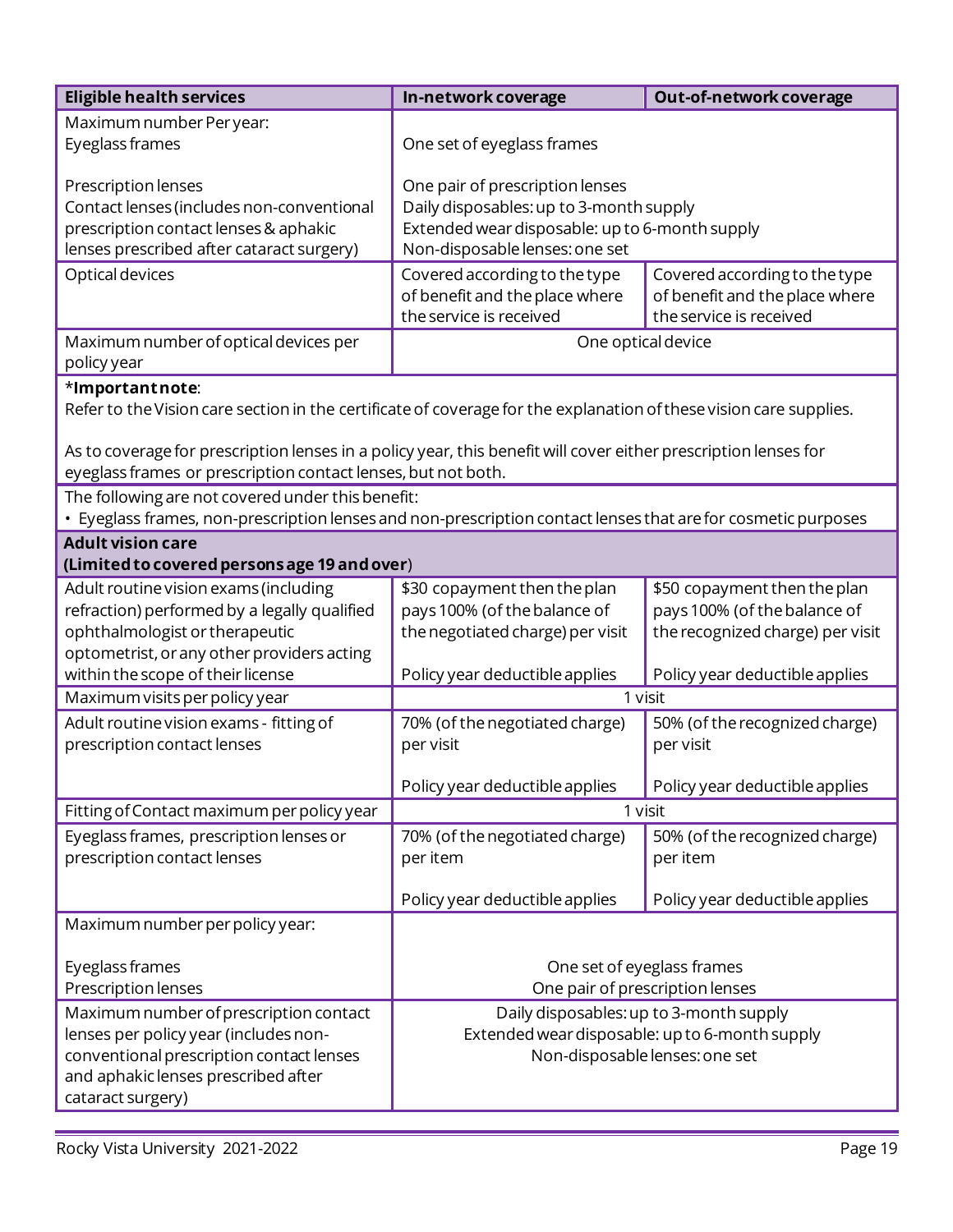| Eligible health services | In-network coverage | Out-of-network coverage |
|---|---|---|
| Maximum number Per year:<br>Eyeglass frames<br><br>Prescription lenses<br>Contact lenses (includes non-conventional prescription contact lenses & aphakic lenses prescribed after cataract surgery) | One set of eyeglass frames<br><br>One pair of prescription lenses<br>Daily disposables: up to 3-month supply<br>Extended wear disposable: up to 6-month supply<br>Non-disposable lenses: one set | |
| Optical devices | Covered according to the type of benefit and the place where the service is received | Covered according to the type of benefit and the place where the service is received |
| Maximum number of optical devices per policy year | One optical device | |
| ***Important note**:<br>Refer to the Vision care section in the certificate of coverage for the explanation of these vision care supplies.<br><br>As to coverage for prescription lenses in a policy year, this benefit will cover either prescription lenses for eyeglass frames or prescription contact lenses, but not both. | | |
| The following are not covered under this benefit:<br>• Eyeglass frames, non-prescription lenses and non-prescription contact lenses that are for cosmetic purposes | | |
| **Adult vision care**<br>**(Limited to covered persons age 19 and over**) | | |
| Adult routine vision exams (including refraction) performed by a legally qualified ophthalmologist or therapeutic optometrist, or any other providers acting within the scope of their license | $30 copayment then the plan pays 100% (of the balance of the negotiated charge) per visit<br><br>Policy year deductible applies | $50 copayment then the plan pays 100% (of the balance of the recognized charge) per visit<br><br>Policy year deductible applies |
| Maximum visits per policy year | 1 visit | |
| Adult routine vision exams - fitting of prescription contact lenses | 70% (of the negotiated charge) per visit<br><br>Policy year deductible applies | 50% (of the recognized charge) per visit<br><br>Policy year deductible applies |
| Fitting of Contact maximum per policy year | 1 visit | |
| Eyeglass frames, prescription lenses or prescription contact lenses | 70% (of the negotiated charge) per item<br><br>Policy year deductible applies | 50% (of the recognized charge) per item<br><br>Policy year deductible applies |
| Maximum number per policy year:<br><br>Eyeglass frames<br>Prescription lenses | One set of eyeglass frames<br>One pair of prescription lenses | |
| Maximum number of prescription contact lenses per policy year (includes non-conventional prescription contact lenses and aphakic lenses prescribed after cataract surgery) | Daily disposables: up to 3-month supply<br>Extended wear disposable: up to 6-month supply<br>Non-disposable lenses: one set | |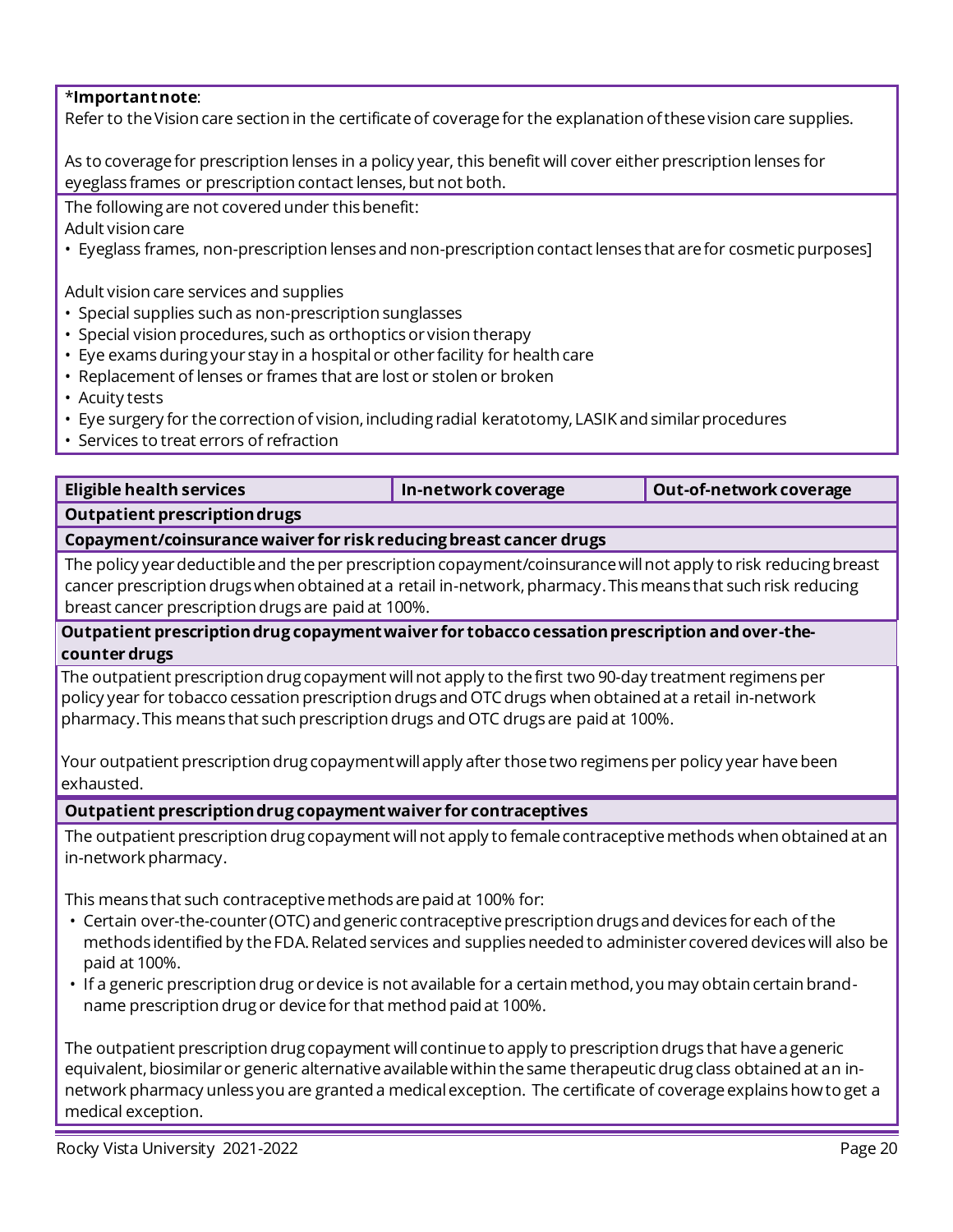*Important note:
Refer to the Vision care section in the certificate of coverage for the explanation of these vision care supplies.

As to coverage for prescription lenses in a policy year, this benefit will cover either prescription lenses for eyeglass frames or prescription contact lenses, but not both.

The following are not covered under this benefit:
Adult vision care
- Eyeglass frames, non-prescription lenses and non-prescription contact lenses that are for cosmetic purposes]

Adult vision care services and supplies
- Special supplies such as non-prescription sunglasses
- Special vision procedures, such as orthoptics or vision therapy
- Eye exams during your stay in a hospital or other facility for health care
- Replacement of lenses or frames that are lost or stolen or broken
- Acuity tests
- Eye surgery for the correction of vision, including radial keratotomy, LASIK and similar procedures
- Services to treat errors of refraction

| Eligible health services | In-network coverage | Out-of-network coverage |
|---|---|---|
| **Outpatient prescription drugs** | | |

**Copayment/coinsurance waiver for risk reducing breast cancer drugs**

The policy year deductible and the per prescription copayment/coinsurance will not apply to risk reducing breast cancer prescription drugs when obtained at a retail in-network, pharmacy. This means that such risk reducing breast cancer prescription drugs are paid at 100%.

**Outpatient prescription drug copayment waiver for tobacco cessation prescription and over-the-counter drugs**

The outpatient prescription drug copayment will not apply to the first two 90-day treatment regimens per policy year for tobacco cessation prescription drugs and OTC drugs when obtained at a retail in-network pharmacy. This means that such prescription drugs and OTC drugs are paid at 100%.

Your outpatient prescription drug copayment will apply after those two regimens per policy year have been exhausted.

**Outpatient prescription drug copayment waiver for contraceptives**

The outpatient prescription drug copayment will not apply to female contraceptive methods when obtained at an in-network pharmacy.

This means that such contraceptive methods are paid at 100% for:
- Certain over-the-counter (OTC) and generic contraceptive prescription drugs and devices for each of the methods identified by the FDA. Related services and supplies needed to administer covered devices will also be paid at 100%.
- If a generic prescription drug or device is not available for a certain method, you may obtain certain brand-name prescription drug or device for that method paid at 100%.

The outpatient prescription drug copayment will continue to apply to prescription drugs that have a generic equivalent, biosimilar or generic alternative available within the same therapeutic drug class obtained at an in-network pharmacy unless you are granted a medical exception. The certificate of coverage explains how to get a medical exception.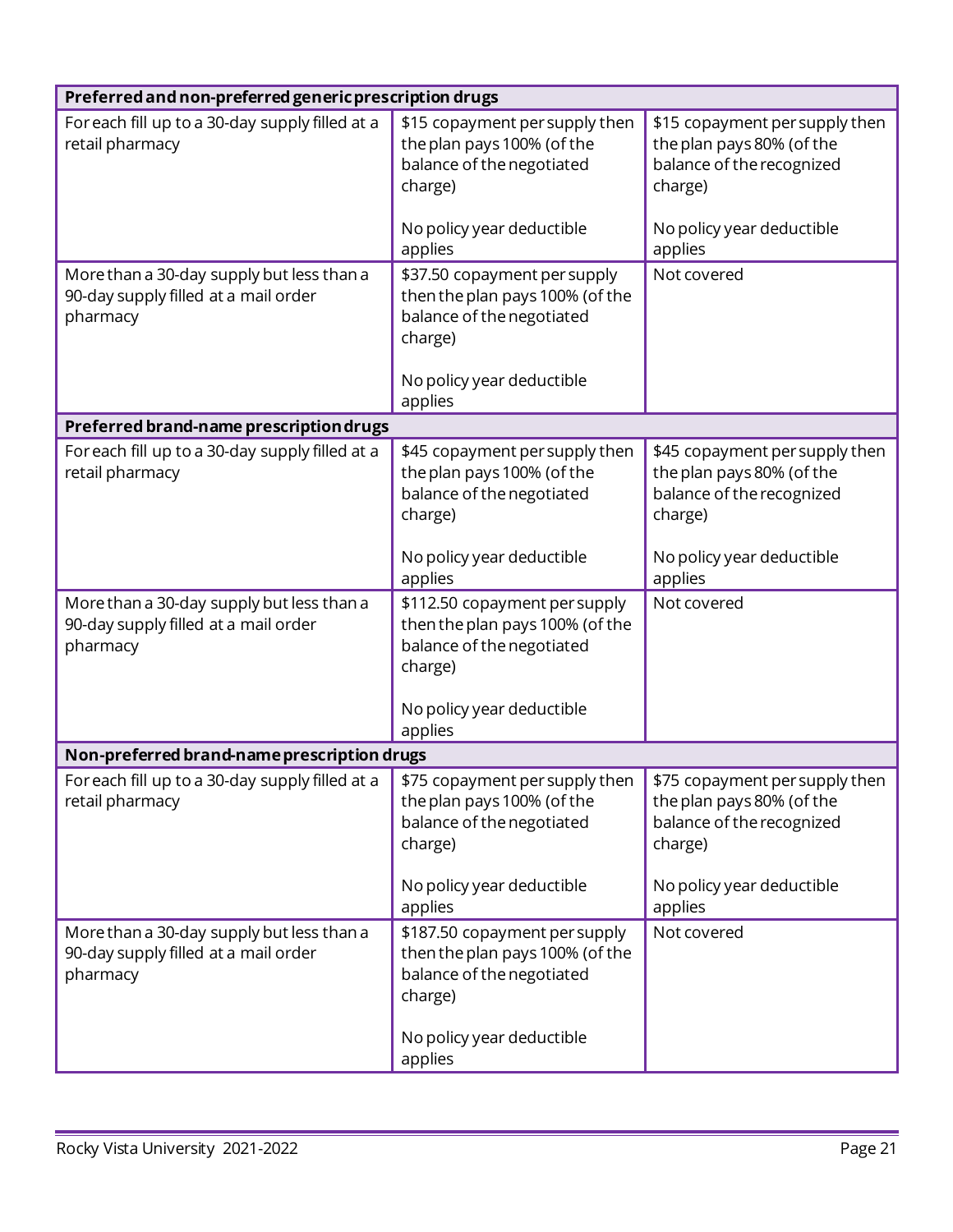| Preferred and non-preferred generic prescription drugs | | |
|---|---|---|
| For each fill up to a 30-day supply filled at a retail pharmacy | $15 copayment per supply then the plan pays 100% (of the balance of the negotiated charge)<br><br>No policy year deductible applies | $15 copayment per supply then the plan pays 80% (of the balance of the recognized charge)<br><br>No policy year deductible applies |
| More than a 30-day supply but less than a 90-day supply filled at a mail order pharmacy | $37.50 copayment per supply then the plan pays 100% (of the balance of the negotiated charge)<br><br>No policy year deductible applies | Not covered |
| **Preferred brand-name prescription drugs** | | |
| For each fill up to a 30-day supply filled at a retail pharmacy | $45 copayment per supply then the plan pays 100% (of the balance of the negotiated charge)<br><br>No policy year deductible applies | $45 copayment per supply then the plan pays 80% (of the balance of the recognized charge)<br><br>No policy year deductible applies |
| More than a 30-day supply but less than a 90-day supply filled at a mail order pharmacy | $112.50 copayment per supply then the plan pays 100% (of the balance of the negotiated charge)<br><br>No policy year deductible applies | Not covered |
| **Non-preferred brand-name prescription drugs** | | |
| For each fill up to a 30-day supply filled at a retail pharmacy | $75 copayment per supply then the plan pays 100% (of the balance of the negotiated charge)<br><br>No policy year deductible applies | $75 copayment per supply then the plan pays 80% (of the balance of the recognized charge)<br><br>No policy year deductible applies |
| More than a 30-day supply but less than a 90-day supply filled at a mail order pharmacy | $187.50 copayment per supply then the plan pays 100% (of the balance of the negotiated charge)<br><br>No policy year deductible applies | Not covered |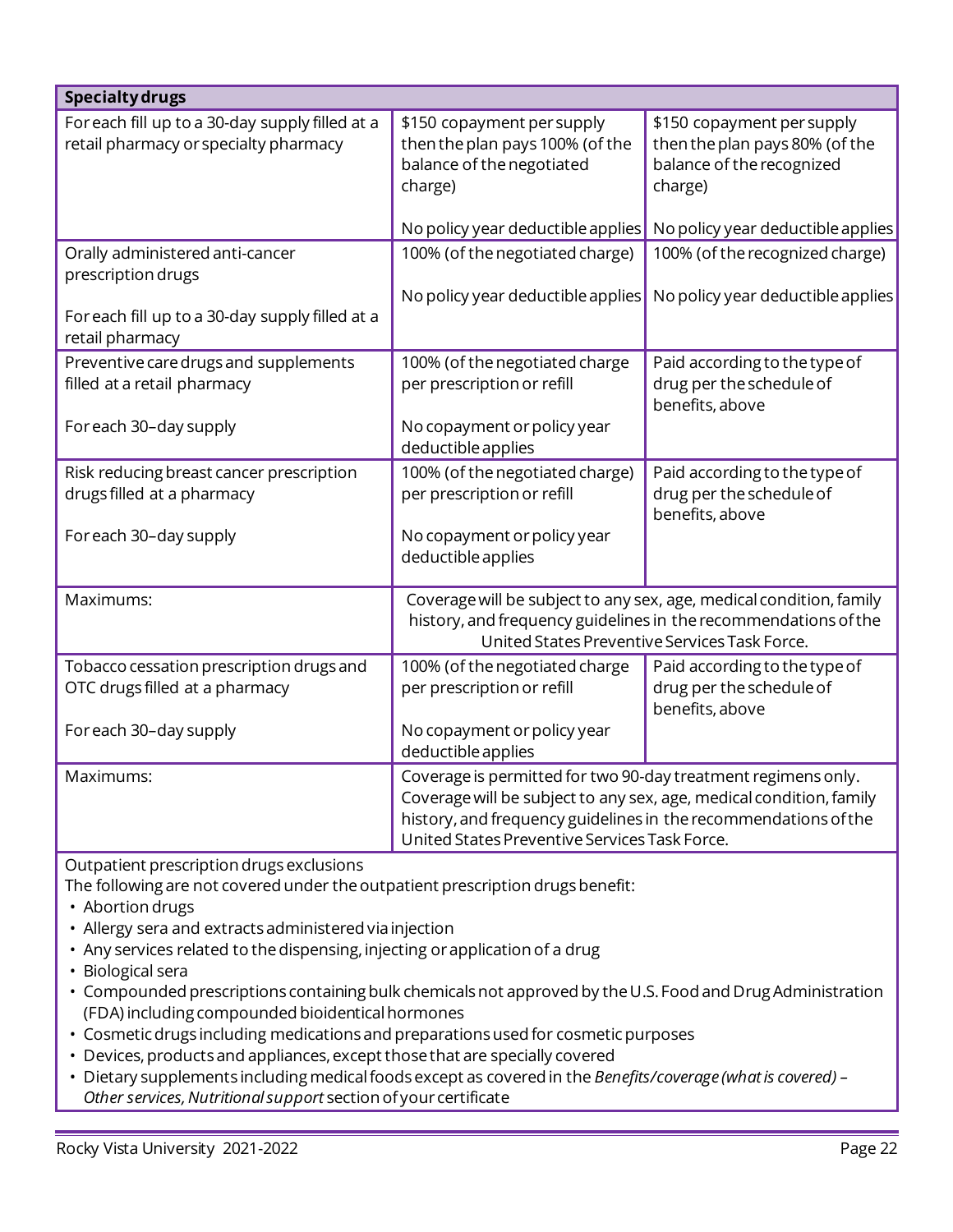| **Specialty drugs** | | |
|---|---|---|
| For each fill up to a 30-day supply filled at a retail pharmacy or specialty pharmacy | $150 copayment per supply then the plan pays 100% (of the balance of the negotiated charge)<br><br>No policy year deductible applies | $150 copayment per supply then the plan pays 80% (of the balance of the recognized charge)<br><br>No policy year deductible applies |
| Orally administered anti-cancer prescription drugs<br><br>For each fill up to a 30-day supply filled at a retail pharmacy | 100% (of the negotiated charge)<br><br>No policy year deductible applies | 100% (of the recognized charge)<br><br>No policy year deductible applies |
| Preventive care drugs and supplements filled at a retail pharmacy<br><br>For each 30–day supply | 100% (of the negotiated charge per prescription or refill<br><br>No copayment or policy year deductible applies | Paid according to the type of drug per the schedule of benefits, above |
| Risk reducing breast cancer prescription drugs filled at a pharmacy<br><br>For each 30–day supply | 100% (of the negotiated charge) per prescription or refill<br><br>No copayment or policy year deductible applies | Paid according to the type of drug per the schedule of benefits, above |
| Maximums: | Coverage will be subject to any sex, age, medical condition, family history, and frequency guidelines in the recommendations of the United States Preventive Services Task Force. | |
| Tobacco cessation prescription drugs and OTC drugs filled at a pharmacy<br><br>For each 30–day supply | 100% (of the negotiated charge per prescription or refill<br><br>No copayment or policy year deductible applies | Paid according to the type of drug per the schedule of benefits, above |
| Maximums: | Coverage is permitted for two 90-day treatment regimens only. Coverage will be subject to any sex, age, medical condition, family history, and frequency guidelines in the recommendations of the United States Preventive Services Task Force. | |

Outpatient prescription drugs exclusions

The following are not covered under the outpatient prescription drugs benefit:

- Abortion drugs
- Allergy sera and extracts administered via injection
- Any services related to the dispensing, injecting or application of a drug
- Biological sera
- Compounded prescriptions containing bulk chemicals not approved by the U.S. Food and Drug Administration (FDA) including compounded bioidentical hormones
- Cosmetic drugs including medications and preparations used for cosmetic purposes
- Devices, products and appliances, except those that are specially covered
- Dietary supplements including medical foods except as covered in the *Benefits/coverage (what is covered) – Other services, Nutritional support* section of your certificate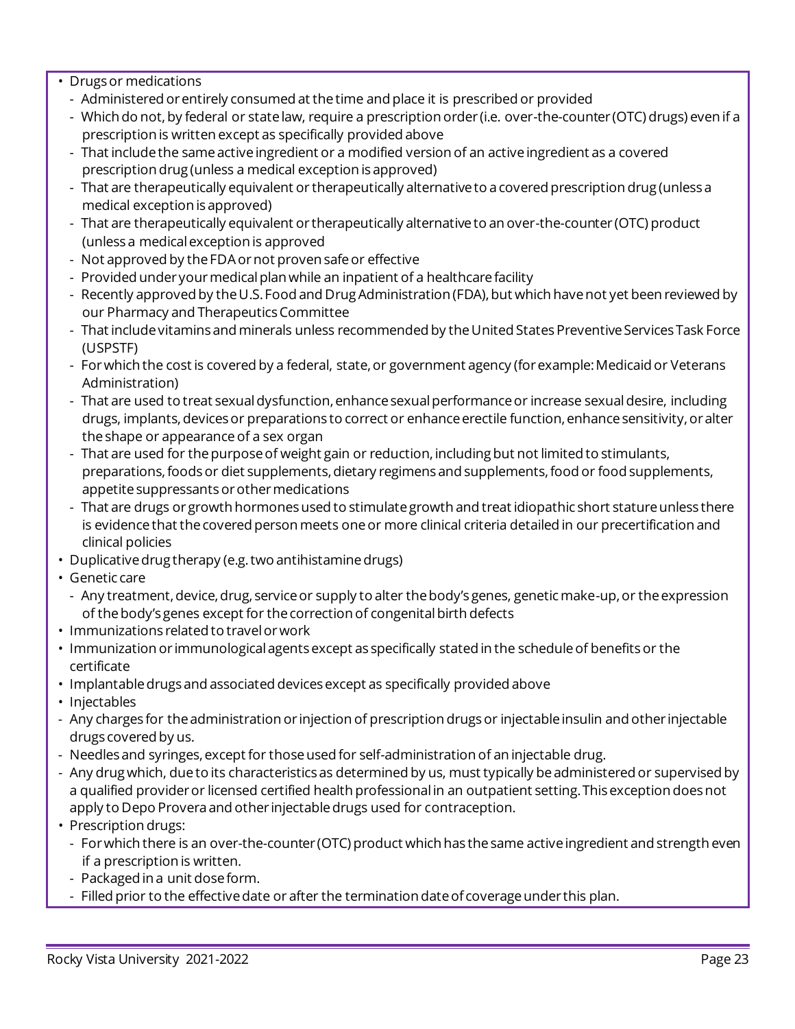- Drugs or medications
  - Administered or entirely consumed at the time and place it is prescribed or provided
  - Which do not, by federal or state law, require a prescription order (i.e. over-the-counter (OTC) drugs) even if a prescription is written except as specifically provided above
  - That include the same active ingredient or a modified version of an active ingredient as a covered prescription drug (unless a medical exception is approved)
  - That are therapeutically equivalent or therapeutically alternative to a covered prescription drug (unless a medical exception is approved)
  - That are therapeutically equivalent or therapeutically alternative to an over-the-counter (OTC) product (unless a medical exception is approved
  - Not approved by the FDA or not proven safe or effective
  - Provided under your medical plan while an inpatient of a healthcare facility
  - Recently approved by the U.S. Food and Drug Administration (FDA), but which have not yet been reviewed by our Pharmacy and Therapeutics Committee
  - That include vitamins and minerals unless recommended by the United States Preventive Services Task Force (USPSTF)
  - For which the cost is covered by a federal, state, or government agency (for example: Medicaid or Veterans Administration)
  - That are used to treat sexual dysfunction, enhance sexual performance or increase sexual desire, including drugs, implants, devices or preparations to correct or enhance erectile function, enhance sensitivity, or alter the shape or appearance of a sex organ
  - That are used for the purpose of weight gain or reduction, including but not limited to stimulants, preparations, foods or diet supplements, dietary regimens and supplements, food or food supplements, appetite suppressants or other medications
  - That are drugs or growth hormones used to stimulate growth and treat idiopathic short stature unless there is evidence that the covered person meets one or more clinical criteria detailed in our precertification and clinical policies
- Duplicative drug therapy (e.g. two antihistamine drugs)
- Genetic care
  - Any treatment, device, drug, service or supply to alter the body's genes, genetic make-up, or the expression of the body's genes except for the correction of congenital birth defects
- Immunizations related to travel or work
- Immunization or immunological agents except as specifically stated in the schedule of benefits or the certificate
- Implantable drugs and associated devices except as specifically provided above
- Injectables
- Any charges for the administration or injection of prescription drugs or injectable insulin and other injectable drugs covered by us.
- Needles and syringes, except for those used for self-administration of an injectable drug.
- Any drug which, due to its characteristics as determined by us, must typically be administered or supervised by a qualified provider or licensed certified health professional in an outpatient setting. This exception does not apply to Depo Provera and other injectable drugs used for contraception.
- Prescription drugs:
  - For which there is an over-the-counter (OTC) product which has the same active ingredient and strength even if a prescription is written.
  - Packaged in a unit dose form.
  - Filled prior to the effective date or after the termination date of coverage under this plan.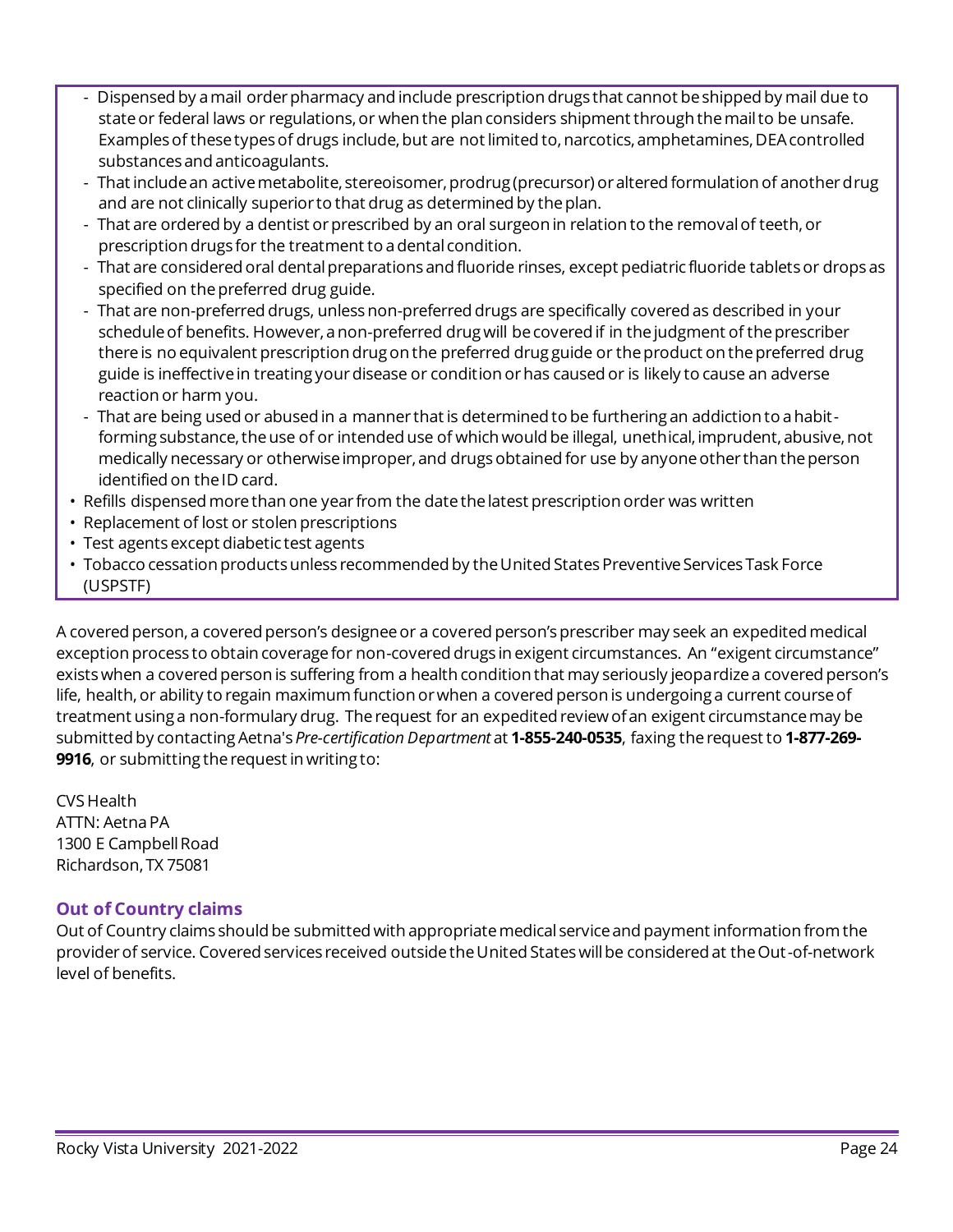- Dispensed by a mail order pharmacy and include prescription drugs that cannot be shipped by mail due to state or federal laws or regulations, or when the plan considers shipment through the mail to be unsafe. Examples of these types of drugs include, but are not limited to, narcotics, amphetamines, DEA controlled substances and anticoagulants.
- That include an active metabolite, stereoisomer, prodrug (precursor) or altered formulation of another drug and are not clinically superior to that drug as determined by the plan.
- That are ordered by a dentist or prescribed by an oral surgeon in relation to the removal of teeth, or prescription drugs for the treatment to a dental condition.
- That are considered oral dental preparations and fluoride rinses, except pediatric fluoride tablets or drops as specified on the preferred drug guide.
- That are non-preferred drugs, unless non-preferred drugs are specifically covered as described in your schedule of benefits. However, a non-preferred drug will be covered if in the judgment of the prescriber there is no equivalent prescription drug on the preferred drug guide or the product on the preferred drug guide is ineffective in treating your disease or condition or has caused or is likely to cause an adverse reaction or harm you.
- That are being used or abused in a manner that is determined to be furthering an addiction to a habit-forming substance, the use of or intended use of which would be illegal, unethical, imprudent, abusive, not medically necessary or otherwise improper, and drugs obtained for use by anyone other than the person identified on the ID card.

• Refills dispensed more than one year from the date the latest prescription order was written
• Replacement of lost or stolen prescriptions
• Test agents except diabetic test agents
• Tobacco cessation products unless recommended by the United States Preventive Services Task Force (USPSTF)

A covered person, a covered person's designee or a covered person's prescriber may seek an expedited medical exception process to obtain coverage for non-covered drugs in exigent circumstances. An "exigent circumstance" exists when a covered person is suffering from a health condition that may seriously jeopardize a covered person's life, health, or ability to regain maximum function or when a covered person is undergoing a current course of treatment using a non-formulary drug. The request for an expedited review of an exigent circumstance may be submitted by contacting Aetna's *Pre-certification Department* at **1-855-240-0535**, faxing the request to **1-877-269-9916**, or submitting the request in writing to:

CVS Health
ATTN: Aetna PA
1300 E Campbell Road
Richardson, TX 75081

### Out of Country claims

Out of Country claims should be submitted with appropriate medical service and payment information from the provider of service. Covered services received outside the United States will be considered at the Out-of-network level of benefits.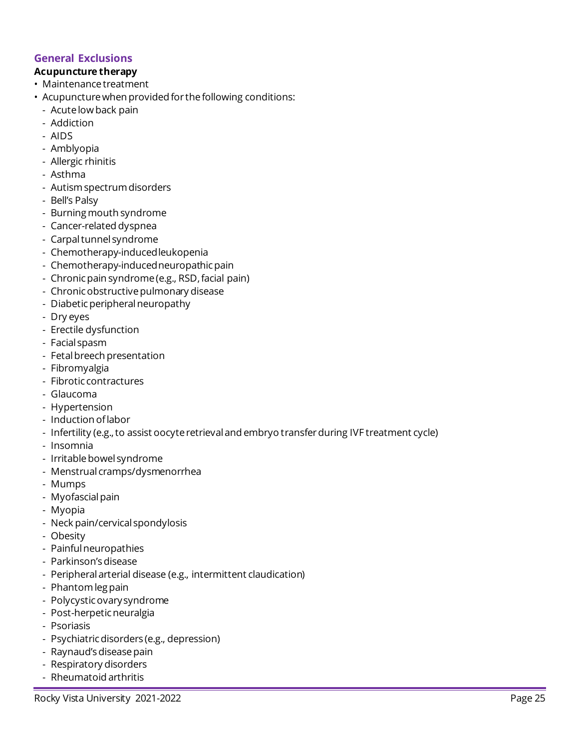## General Exclusions

**Acupuncture therapy**

- Maintenance treatment
- Acupuncture when provided for the following conditions:
  - Acute low back pain
  - Addiction
  - AIDS
  - Amblyopia
  - Allergic rhinitis
  - Asthma
  - Autism spectrum disorders
  - Bell's Palsy
  - Burning mouth syndrome
  - Cancer-related dyspnea
  - Carpal tunnel syndrome
  - Chemotherapy-induced leukopenia
  - Chemotherapy-induced neuropathic pain
  - Chronic pain syndrome (e.g., RSD, facial pain)
  - Chronic obstructive pulmonary disease
  - Diabetic peripheral neuropathy
  - Dry eyes
  - Erectile dysfunction
  - Facial spasm
  - Fetal breech presentation
  - Fibromyalgia
  - Fibrotic contractures
  - Glaucoma
  - Hypertension
  - Induction of labor
  - Infertility (e.g., to assist oocyte retrieval and embryo transfer during IVF treatment cycle)
  - Insomnia
  - Irritable bowel syndrome
  - Menstrual cramps/dysmenorrhea
  - Mumps
  - Myofascial pain
  - Myopia
  - Neck pain/cervical spondylosis
  - Obesity
  - Painful neuropathies
  - Parkinson's disease
  - Peripheral arterial disease (e.g., intermittent claudication)
  - Phantom leg pain
  - Polycystic ovary syndrome
  - Post-herpetic neuralgia
  - Psoriasis
  - Psychiatric disorders (e.g., depression)
  - Raynaud's disease pain
  - Respiratory disorders
  - Rheumatoid arthritis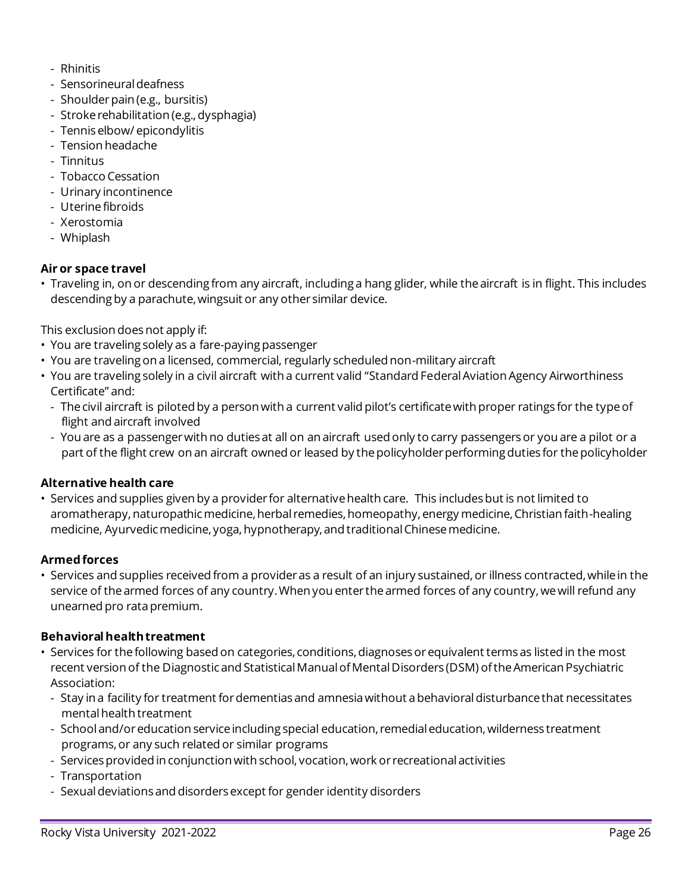- Rhinitis
- Sensorineural deafness
- Shoulder pain (e.g., bursitis)
- Stroke rehabilitation (e.g., dysphagia)
- Tennis elbow/ epicondylitis
- Tension headache
- Tinnitus
- Tobacco Cessation
- Urinary incontinence
- Uterine fibroids
- Xerostomia
- Whiplash

**Air or space travel**

- Traveling in, on or descending from any aircraft, including a hang glider, while the aircraft is in flight. This includes descending by a parachute, wingsuit or any other similar device.

This exclusion does not apply if:

- You are traveling solely as a fare-paying passenger
- You are traveling on a licensed, commercial, regularly scheduled non-military aircraft
- You are traveling solely in a civil aircraft with a current valid "Standard Federal Aviation Agency Airworthiness Certificate" and:
  - The civil aircraft is piloted by a person with a current valid pilot's certificate with proper ratings for the type of flight and aircraft involved
  - You are as a passenger with no duties at all on an aircraft used only to carry passengers or you are a pilot or a part of the flight crew on an aircraft owned or leased by the policyholder performing duties for the policyholder

**Alternative health care**

- Services and supplies given by a provider for alternative health care. This includes but is not limited to aromatherapy, naturopathic medicine, herbal remedies, homeopathy, energy medicine, Christian faith-healing medicine, Ayurvedic medicine, yoga, hypnotherapy, and traditional Chinese medicine.

**Armed forces**

- Services and supplies received from a provider as a result of an injury sustained, or illness contracted, while in the service of the armed forces of any country. When you enter the armed forces of any country, we will refund any unearned pro rata premium.

**Behavioral health treatment**

- Services for the following based on categories, conditions, diagnoses or equivalent terms as listed in the most recent version of the Diagnostic and Statistical Manual of Mental Disorders (DSM) of the American Psychiatric Association:
  - Stay in a facility for treatment for dementias and amnesia without a behavioral disturbance that necessitates mental health treatment
  - School and/or education service including special education, remedial education, wilderness treatment programs, or any such related or similar programs
  - Services provided in conjunction with school, vocation, work or recreational activities
  - Transportation
  - Sexual deviations and disorders except for gender identity disorders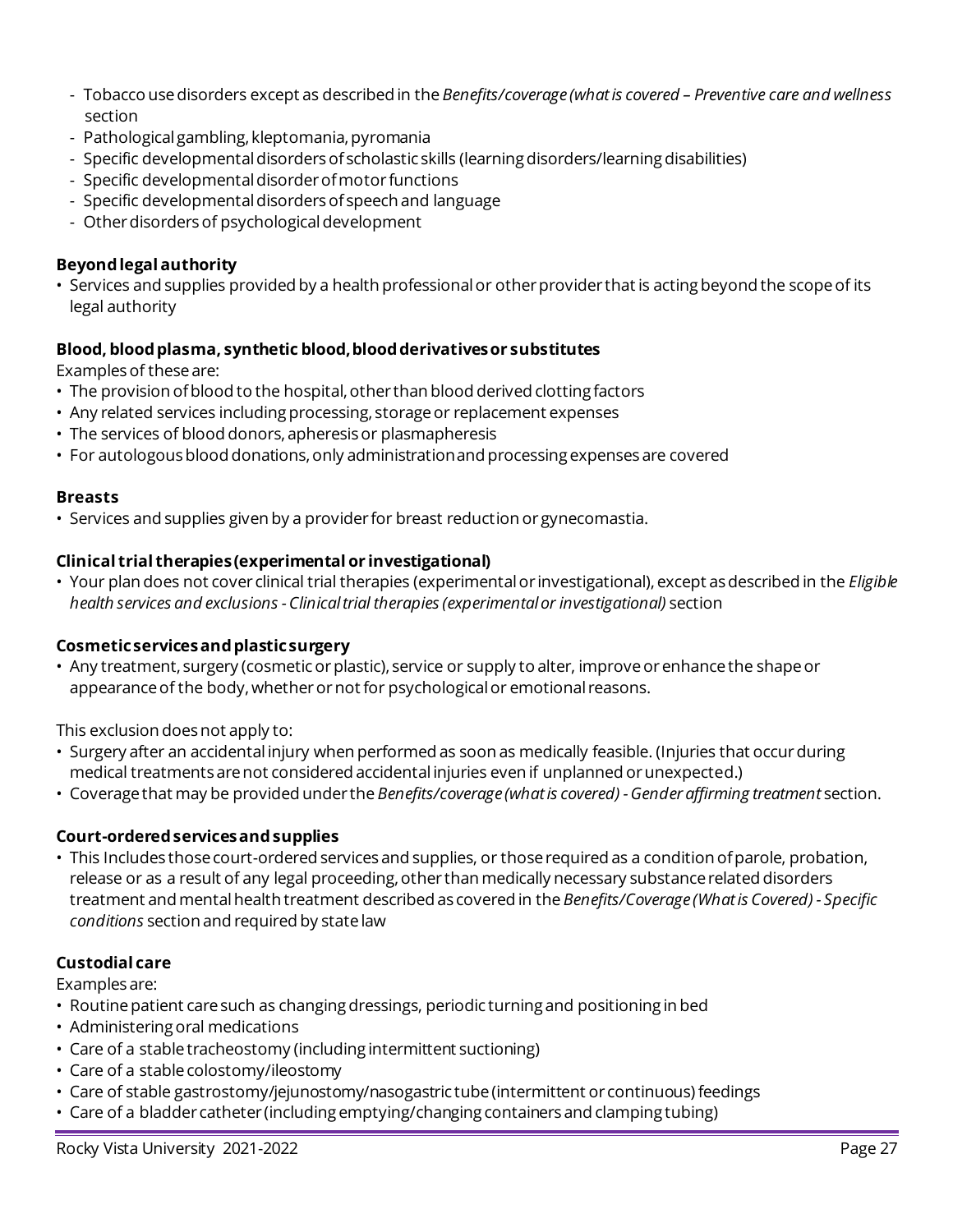- Tobacco use disorders except as described in the *Benefits/coverage (what is covered – Preventive care and wellness* section
- Pathological gambling, kleptomania, pyromania
- Specific developmental disorders of scholastic skills (learning disorders/learning disabilities)
- Specific developmental disorder of motor functions
- Specific developmental disorders of speech and language
- Other disorders of psychological development

**Beyond legal authority**

- Services and supplies provided by a health professional or other provider that is acting beyond the scope of its legal authority

**Blood, blood plasma, synthetic blood, blood derivatives or substitutes**

Examples of these are:

- The provision of blood to the hospital, other than blood derived clotting factors
- Any related services including processing, storage or replacement expenses
- The services of blood donors, apheresis or plasmapheresis
- For autologous blood donations, only administration and processing expenses are covered

**Breasts**

- Services and supplies given by a provider for breast reduction or gynecomastia.

**Clinical trial therapies (experimental or investigational)**

- Your plan does not cover clinical trial therapies (experimental or investigational), except as described in the *Eligible health services and exclusions - Clinical trial therapies (experimental or investigational)* section

**Cosmetic services and plastic surgery**

- Any treatment, surgery (cosmetic or plastic), service or supply to alter, improve or enhance the shape or appearance of the body, whether or not for psychological or emotional reasons.

This exclusion does not apply to:

- Surgery after an accidental injury when performed as soon as medically feasible. (Injuries that occur during medical treatments are not considered accidental injuries even if unplanned or unexpected.)
- Coverage that may be provided under the *Benefits/coverage (what is covered) - Gender affirming treatment* section.

**Court-ordered services and supplies**

- This Includes those court-ordered services and supplies, or those required as a condition of parole, probation, release or as a result of any legal proceeding, other than medically necessary substance related disorders treatment and mental health treatment described as covered in the *Benefits/Coverage (What is Covered) - Specific conditions* section and required by state law

**Custodial care**

Examples are:

- Routine patient care such as changing dressings, periodic turning and positioning in bed
- Administering oral medications
- Care of a stable tracheostomy (including intermittent suctioning)
- Care of a stable colostomy/ileostomy
- Care of stable gastrostomy/jejunostomy/nasogastric tube (intermittent or continuous) feedings
- Care of a bladder catheter (including emptying/changing containers and clamping tubing)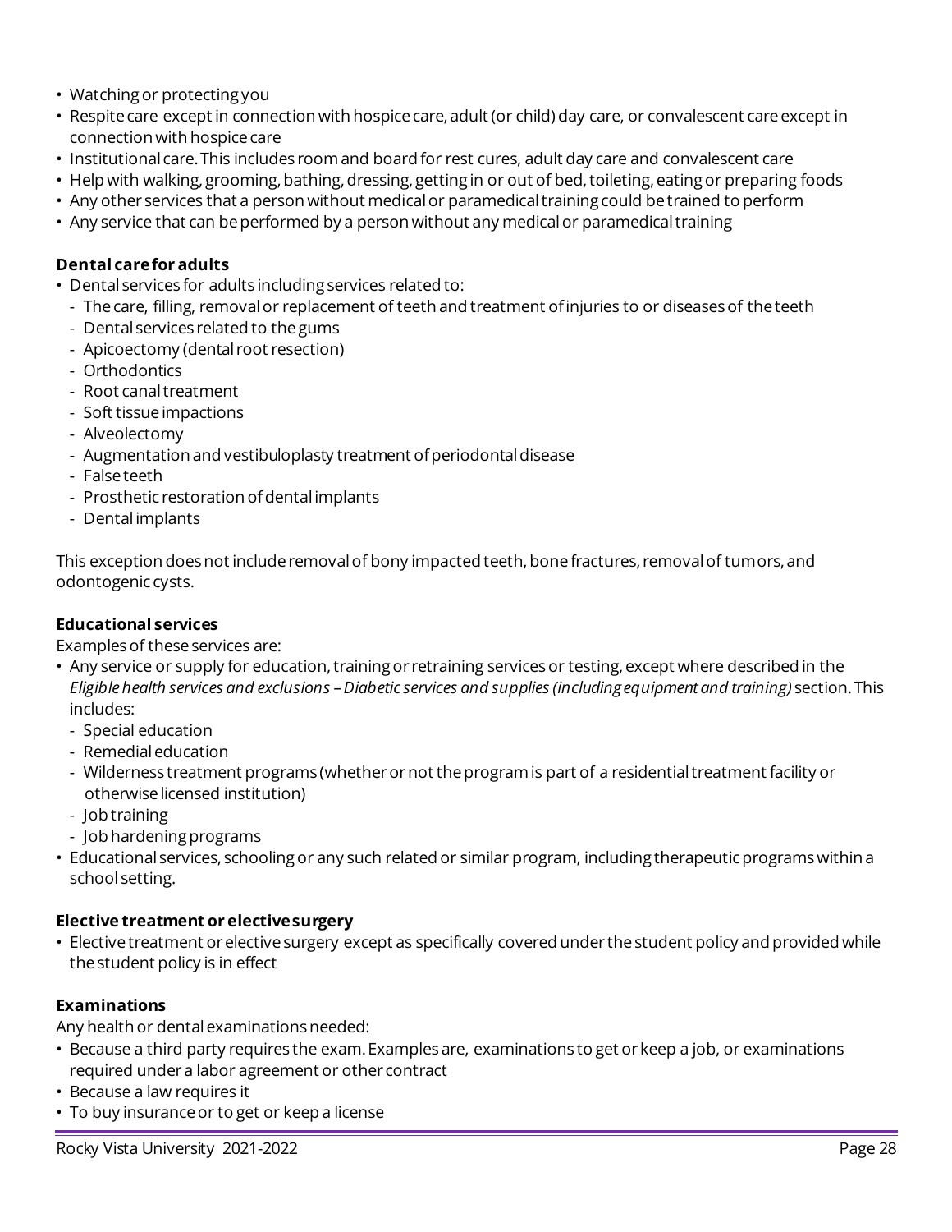- Watching or protecting you
- Respite care except in connection with hospice care, adult (or child) day care, or convalescent care except in connection with hospice care
- Institutional care. This includes room and board for rest cures, adult day care and convalescent care
- Help with walking, grooming, bathing, dressing, getting in or out of bed, toileting, eating or preparing foods
- Any other services that a person without medical or paramedical training could be trained to perform
- Any service that can be performed by a person without any medical or paramedical training

**Dental care for adults**

- Dental services for adults including services related to:
  - The care, filling, removal or replacement of teeth and treatment of injuries to or diseases of the teeth
  - Dental services related to the gums
  - Apicoectomy (dental root resection)
  - Orthodontics
  - Root canal treatment
  - Soft tissue impactions
  - Alveolectomy
  - Augmentation and vestibuloplasty treatment of periodontal disease
  - False teeth
  - Prosthetic restoration of dental implants
  - Dental implants

This exception does not include removal of bony impacted teeth, bone fractures, removal of tumors, and odontogenic cysts.

**Educational services**

Examples of these services are:

- Any service or supply for education, training or retraining services or testing, except where described in the *Eligible health services and exclusions – Diabetic services and supplies (including equipment and training)* section. This includes:
  - Special education
  - Remedial education
  - Wilderness treatment programs (whether or not the program is part of a residential treatment facility or otherwise licensed institution)
  - Job training
  - Job hardening programs
- Educational services, schooling or any such related or similar program, including therapeutic programs within a school setting.

**Elective treatment or elective surgery**

- Elective treatment or elective surgery except as specifically covered under the student policy and provided while the student policy is in effect

**Examinations**

Any health or dental examinations needed:

- Because a third party requires the exam. Examples are, examinations to get or keep a job, or examinations required under a labor agreement or other contract
- Because a law requires it
- To buy insurance or to get or keep a license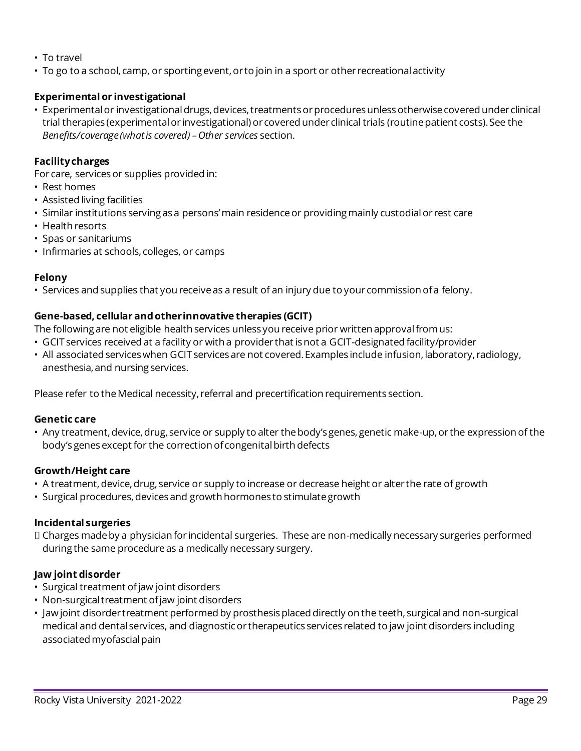- To travel
- To go to a school, camp, or sporting event, or to join in a sport or other recreational activity

**Experimental or investigational**

- Experimental or investigational drugs, devices, treatments or procedures unless otherwise covered under clinical trial therapies (experimental or investigational) or covered under clinical trials (routine patient costs). See the *Benefits/coverage (what is covered) – Other services* section.

**Facility charges**

For care, services or supplies provided in:

- Rest homes
- Assisted living facilities
- Similar institutions serving as a persons' main residence or providing mainly custodial or rest care
- Health resorts
- Spas or sanitariums
- Infirmaries at schools, colleges, or camps

**Felony**

- Services and supplies that you receive as a result of an injury due to your commission of a felony.

**Gene-based, cellular and other innovative therapies (GCIT)**

The following are not eligible health services unless you receive prior written approval from us:

- GCIT services received at a facility or with a provider that is not a GCIT-designated facility/provider
- All associated services when GCIT services are not covered. Examples include infusion, laboratory, radiology, anesthesia, and nursing services.

Please refer to the Medical necessity, referral and precertification requirements section.

**Genetic care**

- Any treatment, device, drug, service or supply to alter the body's genes, genetic make-up, or the expression of the body's genes except for the correction of congenital birth defects

**Growth/Height care**

- A treatment, device, drug, service or supply to increase or decrease height or alter the rate of growth
- Surgical procedures, devices and growth hormones to stimulate growth

**Incidental surgeries**

- Charges made by a physician for incidental surgeries. These are non-medically necessary surgeries performed during the same procedure as a medically necessary surgery.

**Jaw joint disorder**

- Surgical treatment of jaw joint disorders
- Non-surgical treatment of jaw joint disorders
- Jaw joint disorder treatment performed by prosthesis placed directly on the teeth, surgical and non-surgical medical and dental services, and diagnostic or therapeutics services related to jaw joint disorders including associated myofascial pain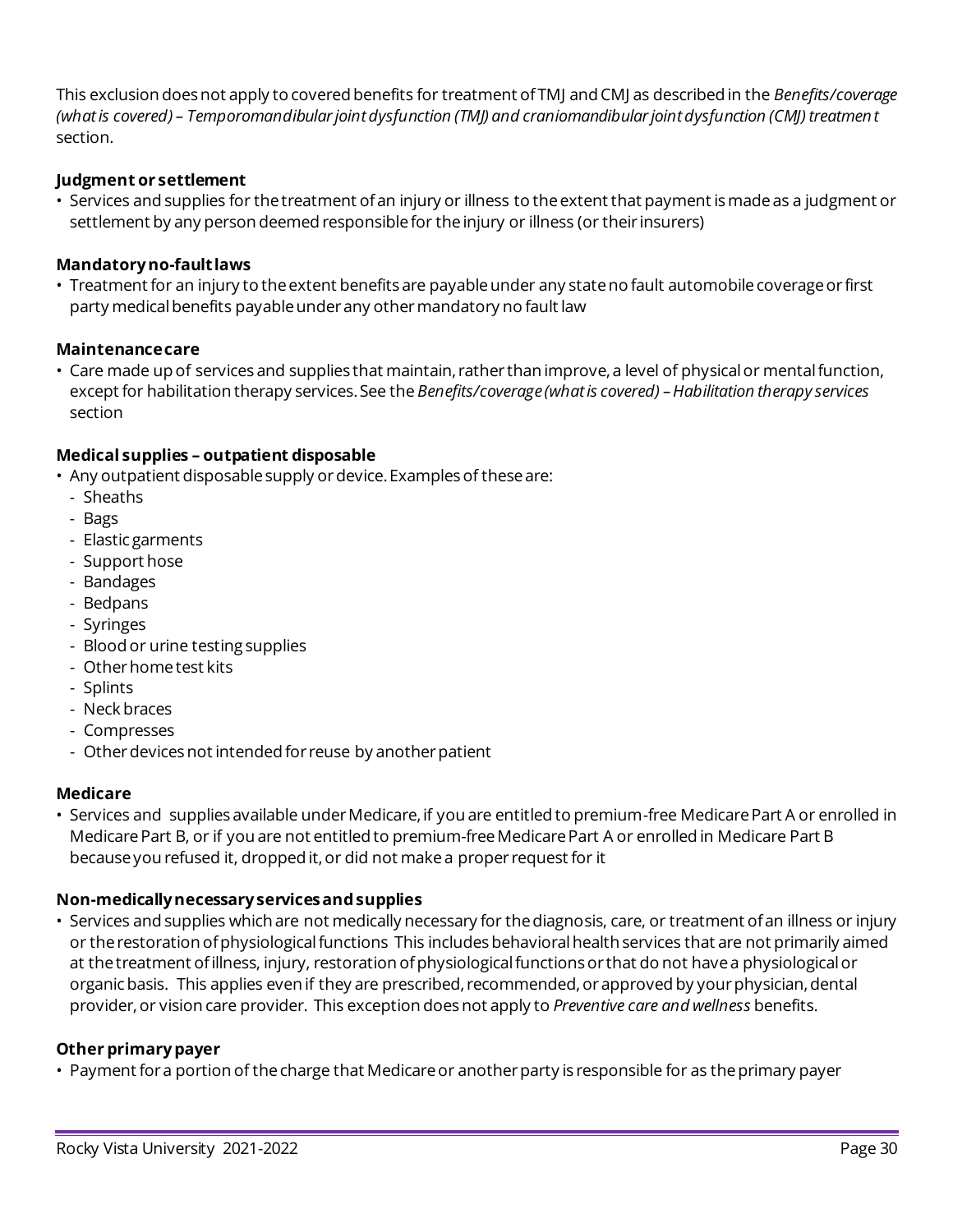This exclusion does not apply to covered benefits for treatment of TMJ and CMJ as described in the *Benefits/coverage (what is covered) – Temporomandibular joint dysfunction (TMJ) and craniomandibular joint dysfunction (CMJ) treatment* section.

**Judgment or settlement**

- Services and supplies for the treatment of an injury or illness to the extent that payment is made as a judgment or settlement by any person deemed responsible for the injury or illness (or their insurers)

**Mandatory no-fault laws**

- Treatment for an injury to the extent benefits are payable under any state no fault automobile coverage or first party medical benefits payable under any other mandatory no fault law

**Maintenance care**

- Care made up of services and supplies that maintain, rather than improve, a level of physical or mental function, except for habilitation therapy services. See the *Benefits/coverage (what is covered) – Habilitation therapy services* section

**Medical supplies – outpatient disposable**

- Any outpatient disposable supply or device. Examples of these are:
  - Sheaths
  - Bags
  - Elastic garments
  - Support hose
  - Bandages
  - Bedpans
  - Syringes
  - Blood or urine testing supplies
  - Other home test kits
  - Splints
  - Neck braces
  - Compresses
  - Other devices not intended for reuse by another patient

**Medicare**

- Services and supplies available under Medicare, if you are entitled to premium-free Medicare Part A or enrolled in Medicare Part B, or if you are not entitled to premium-free Medicare Part A or enrolled in Medicare Part B because you refused it, dropped it, or did not make a proper request for it

**Non-medically necessary services and supplies**

- Services and supplies which are not medically necessary for the diagnosis, care, or treatment of an illness or injury or the restoration of physiological functions This includes behavioral health services that are not primarily aimed at the treatment of illness, injury, restoration of physiological functions or that do not have a physiological or organic basis. This applies even if they are prescribed, recommended, or approved by your physician, dental provider, or vision care provider. This exception does not apply to *Preventive care and wellness* benefits.

**Other primary payer**

- Payment for a portion of the charge that Medicare or another party is responsible for as the primary payer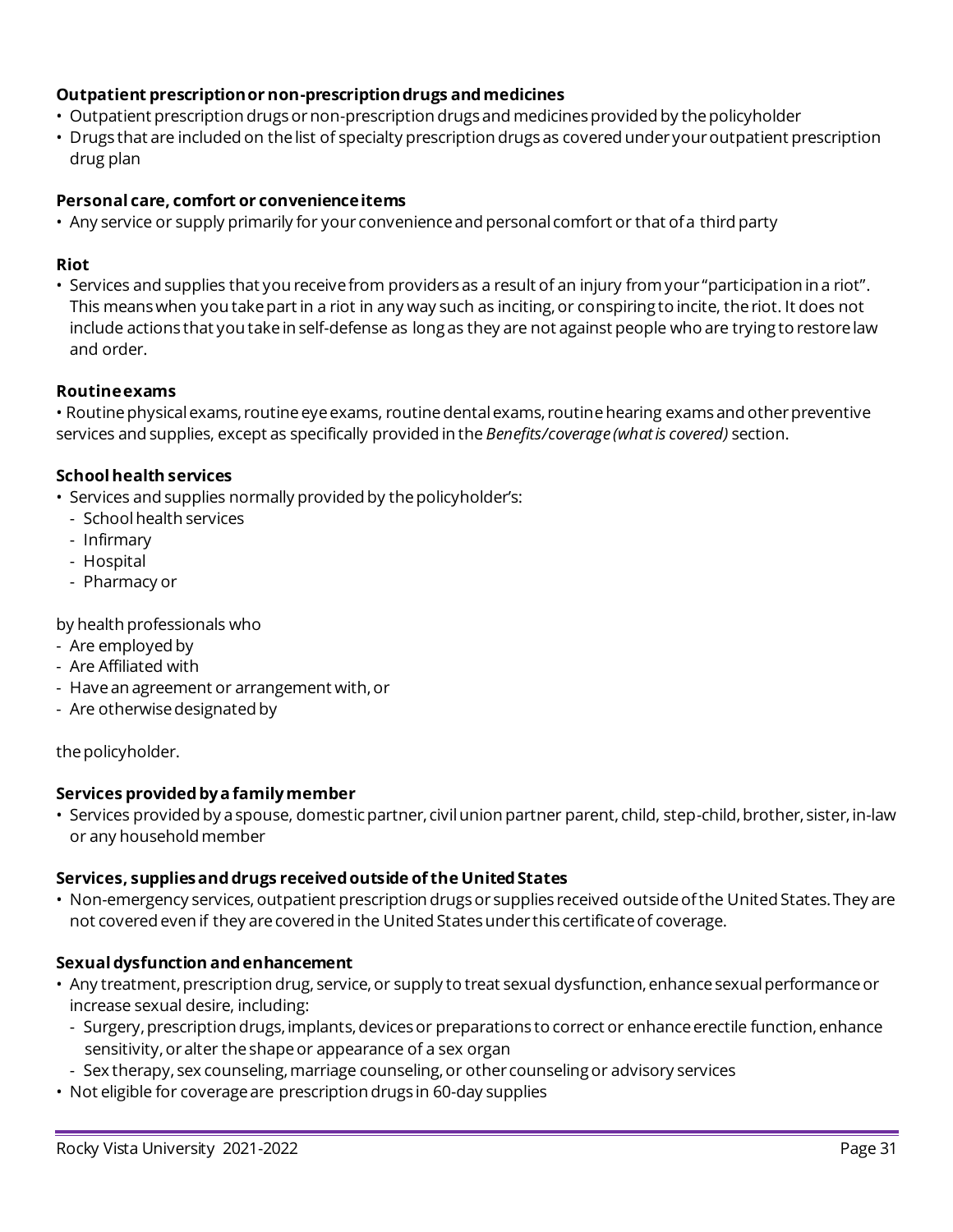**Outpatient prescription or non-prescription drugs and medicines**

- Outpatient prescription drugs or non-prescription drugs and medicines provided by the policyholder
- Drugs that are included on the list of specialty prescription drugs as covered under your outpatient prescription drug plan

**Personal care, comfort or convenience items**

- Any service or supply primarily for your convenience and personal comfort or that of a third party

**Riot**

- Services and supplies that you receive from providers as a result of an injury from your "participation in a riot". This means when you take part in a riot in any way such as inciting, or conspiring to incite, the riot. It does not include actions that you take in self-defense as long as they are not against people who are trying to restore law and order.

**Routine exams**

• Routine physical exams, routine eye exams, routine dental exams, routine hearing exams and other preventive services and supplies, except as specifically provided in the *Benefits/coverage (what is covered)* section.

**School health services**

- Services and supplies normally provided by the policyholder's:
  - School health services
  - Infirmary
  - Hospital
  - Pharmacy or

by health professionals who

- Are employed by
- Are Affiliated with
- Have an agreement or arrangement with, or
- Are otherwise designated by

the policyholder.

**Services provided by a family member**

- Services provided by a spouse, domestic partner, civil union partner parent, child, step-child, brother, sister, in-law or any household member

**Services, supplies and drugs received outside of the United States**

- Non-emergency services, outpatient prescription drugs or supplies received outside of the United States. They are not covered even if they are covered in the United States under this certificate of coverage.

**Sexual dysfunction and enhancement**

- Any treatment, prescription drug, service, or supply to treat sexual dysfunction, enhance sexual performance or increase sexual desire, including:
  - Surgery, prescription drugs, implants, devices or preparations to correct or enhance erectile function, enhance sensitivity, or alter the shape or appearance of a sex organ
  - Sex therapy, sex counseling, marriage counseling, or other counseling or advisory services
- Not eligible for coverage are prescription drugs in 60-day supplies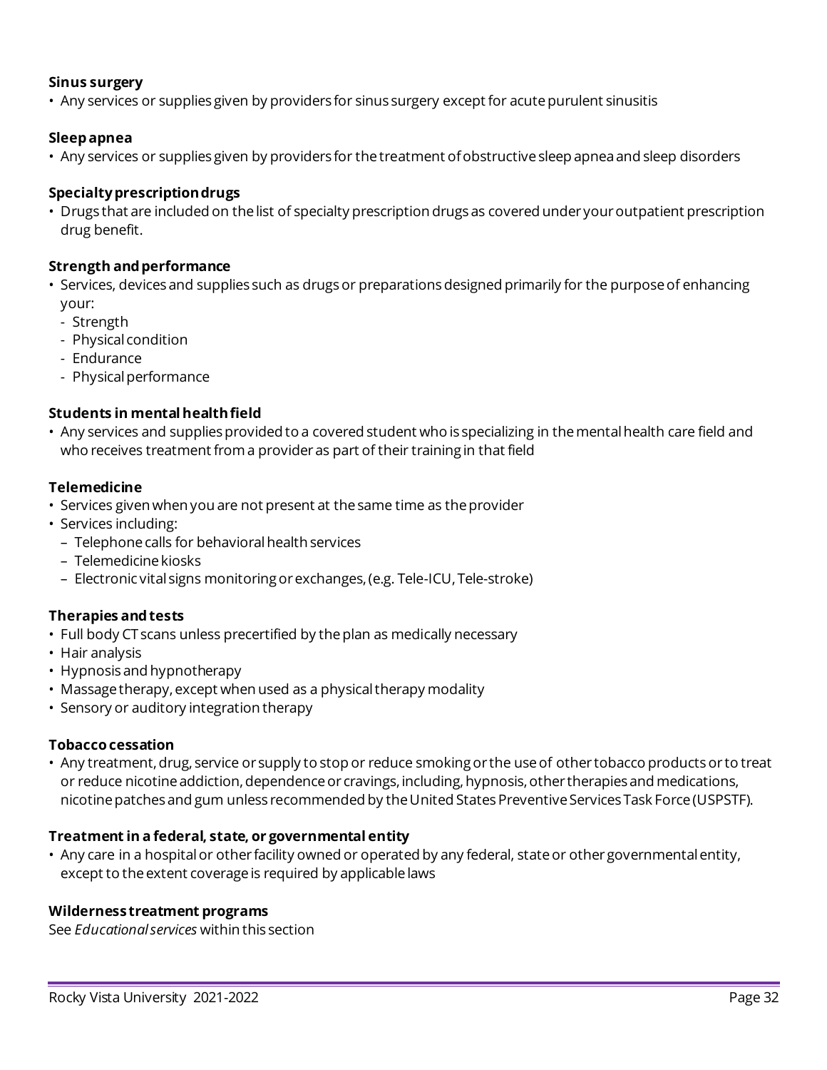**Sinus surgery**

- Any services or supplies given by providers for sinus surgery except for acute purulent sinusitis

**Sleep apnea**

- Any services or supplies given by providers for the treatment of obstructive sleep apnea and sleep disorders

**Specialty prescription drugs**

- Drugs that are included on the list of specialty prescription drugs as covered under your outpatient prescription drug benefit.

**Strength and performance**

- Services, devices and supplies such as drugs or preparations designed primarily for the purpose of enhancing your:
  - Strength
  - Physical condition
  - Endurance
  - Physical performance

**Students in mental health field**

- Any services and supplies provided to a covered student who is specializing in the mental health care field and who receives treatment from a provider as part of their training in that field

**Telemedicine**

- Services given when you are not present at the same time as the provider
- Services including:
  - Telephone calls for behavioral health services
  - Telemedicine kiosks
  - Electronic vital signs monitoring or exchanges, (e.g. Tele-ICU, Tele-stroke)

**Therapies and tests**

- Full body CT scans unless precertified by the plan as medically necessary
- Hair analysis
- Hypnosis and hypnotherapy
- Massage therapy, except when used as a physical therapy modality
- Sensory or auditory integration therapy

**Tobacco cessation**

- Any treatment, drug, service or supply to stop or reduce smoking or the use of other tobacco products or to treat or reduce nicotine addiction, dependence or cravings, including, hypnosis, other therapies and medications, nicotine patches and gum unless recommended by the United States Preventive Services Task Force (USPSTF).

**Treatment in a federal, state, or governmental entity**

- Any care in a hospital or other facility owned or operated by any federal, state or other governmental entity, except to the extent coverage is required by applicable laws

**Wilderness treatment programs**

See *Educational services* within this section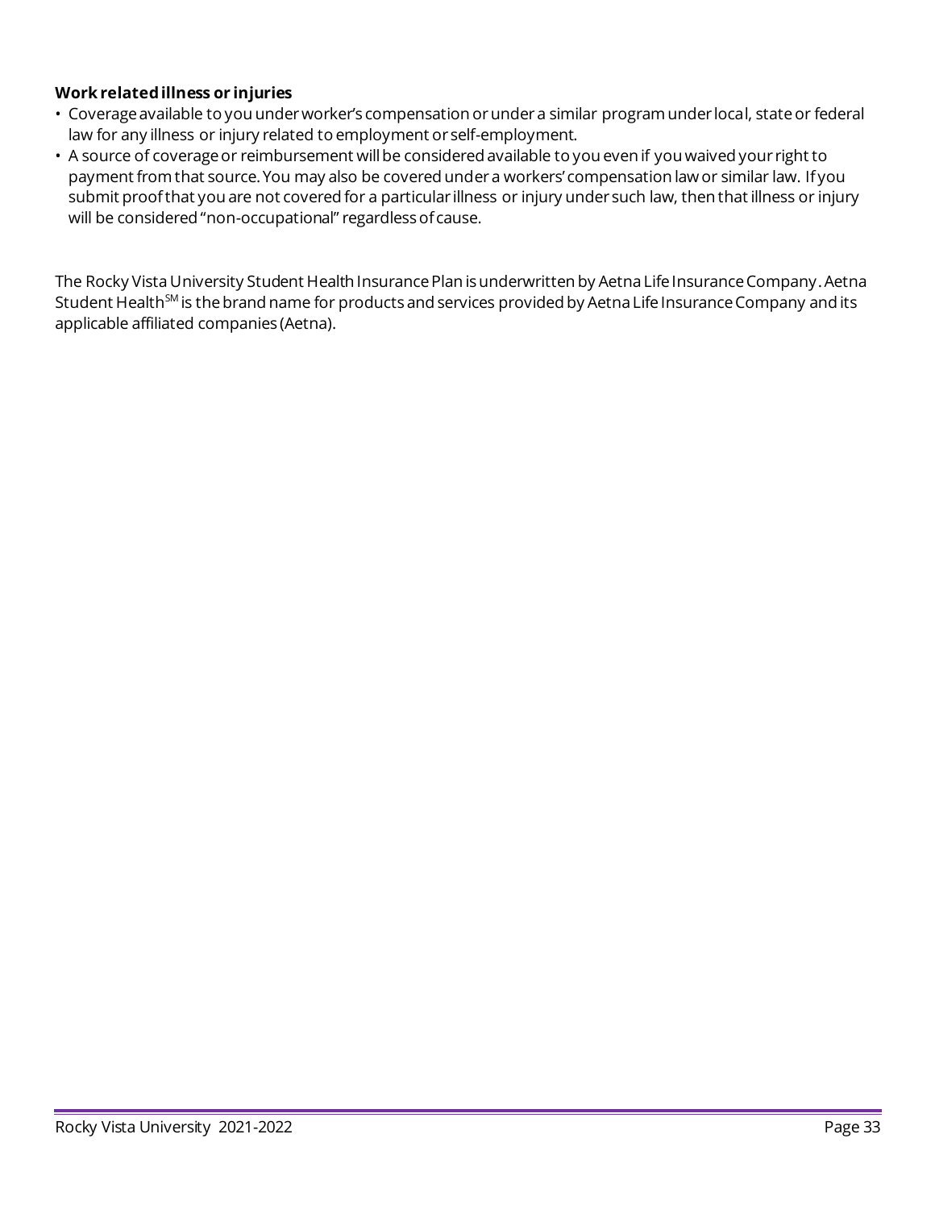**Work related illness or injuries**

- Coverage available to you under worker's compensation or under a similar program under local, state or federal law for any illness or injury related to employment or self-employment.
- A source of coverage or reimbursement will be considered available to you even if you waived your right to payment from that source. You may also be covered under a workers' compensation law or similar law. If you submit proof that you are not covered for a particular illness or injury under such law, then that illness or injury will be considered "non-occupational" regardless of cause.

The Rocky Vista University Student Health Insurance Plan is underwritten by Aetna Life Insurance Company. Aetna Student Health℠ is the brand name for products and services provided by Aetna Life Insurance Company and its applicable affiliated companies (Aetna).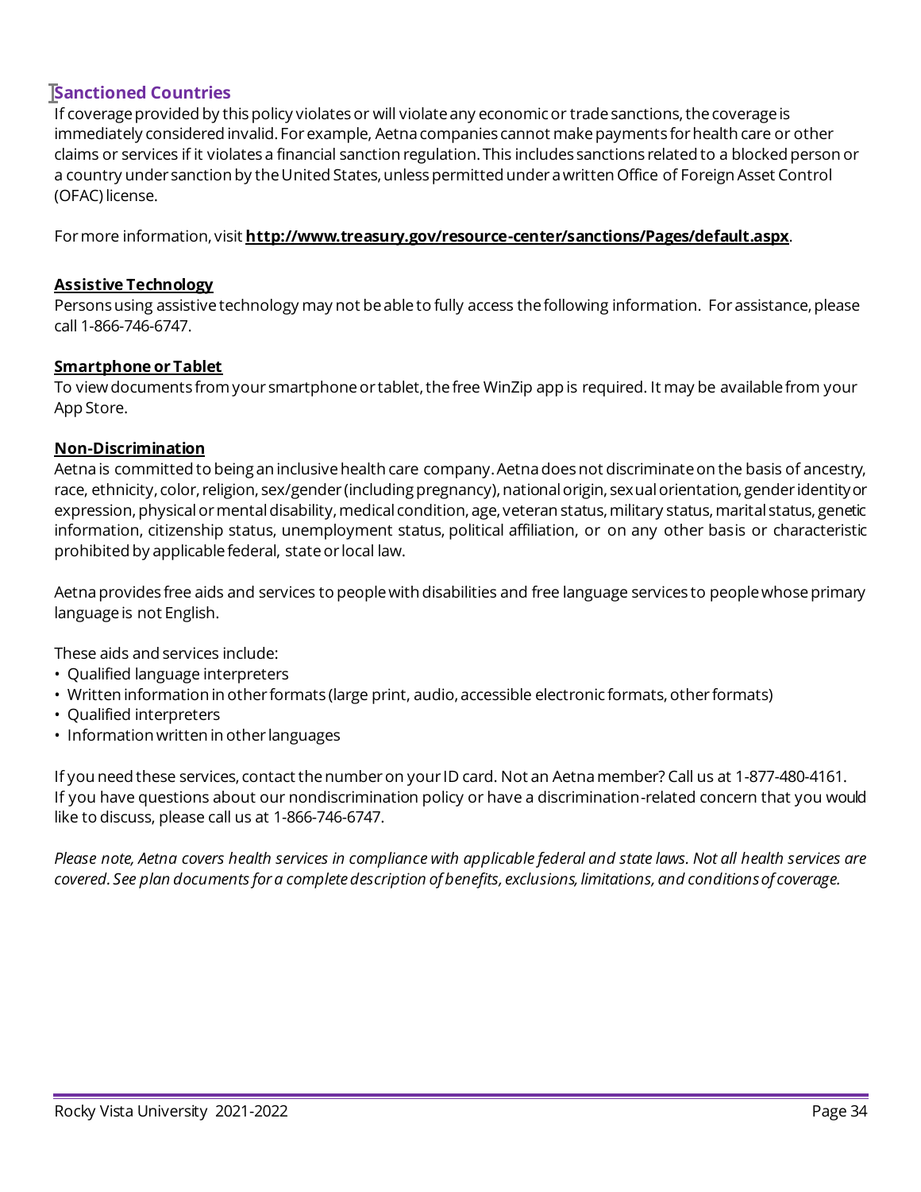## Sanctioned Countries

If coverage provided by this policy violates or will violate any economic or trade sanctions, the coverage is immediately considered invalid. For example, Aetna companies cannot make payments for health care or other claims or services if it violates a financial sanction regulation. This includes sanctions related to a blocked person or a country under sanction by the United States, unless permitted under a written Office of Foreign Asset Control (OFAC) license.

For more information, visit **http://www.treasury.gov/resource-center/sanctions/Pages/default.aspx**.

**Assistive Technology**

Persons using assistive technology may not be able to fully access the following information. For assistance, please call 1-866-746-6747.

**Smartphone or Tablet**

To view documents from your smartphone or tablet, the free WinZip app is required. It may be available from your App Store.

**Non-Discrimination**

Aetna is committed to being an inclusive health care company. Aetna does not discriminate on the basis of ancestry, race, ethnicity, color, religion, sex/gender (including pregnancy), national origin, sexual orientation, gender identity or expression, physical or mental disability, medical condition, age, veteran status, military status, marital status, genetic information, citizenship status, unemployment status, political affiliation, or on any other basis or characteristic prohibited by applicable federal, state or local law.

Aetna provides free aids and services to people with disabilities and free language services to people whose primary language is not English.

These aids and services include:

- Qualified language interpreters
- Written information in other formats (large print, audio, accessible electronic formats, other formats)
- Qualified interpreters
- Information written in other languages

If you need these services, contact the number on your ID card. Not an Aetna member? Call us at 1-877-480-4161. If you have questions about our nondiscrimination policy or have a discrimination-related concern that you would like to discuss, please call us at 1-866-746-6747.

*Please note, Aetna covers health services in compliance with applicable federal and state laws. Not all health services are covered. See plan documents for a complete description of benefits, exclusions, limitations, and conditions of coverage.*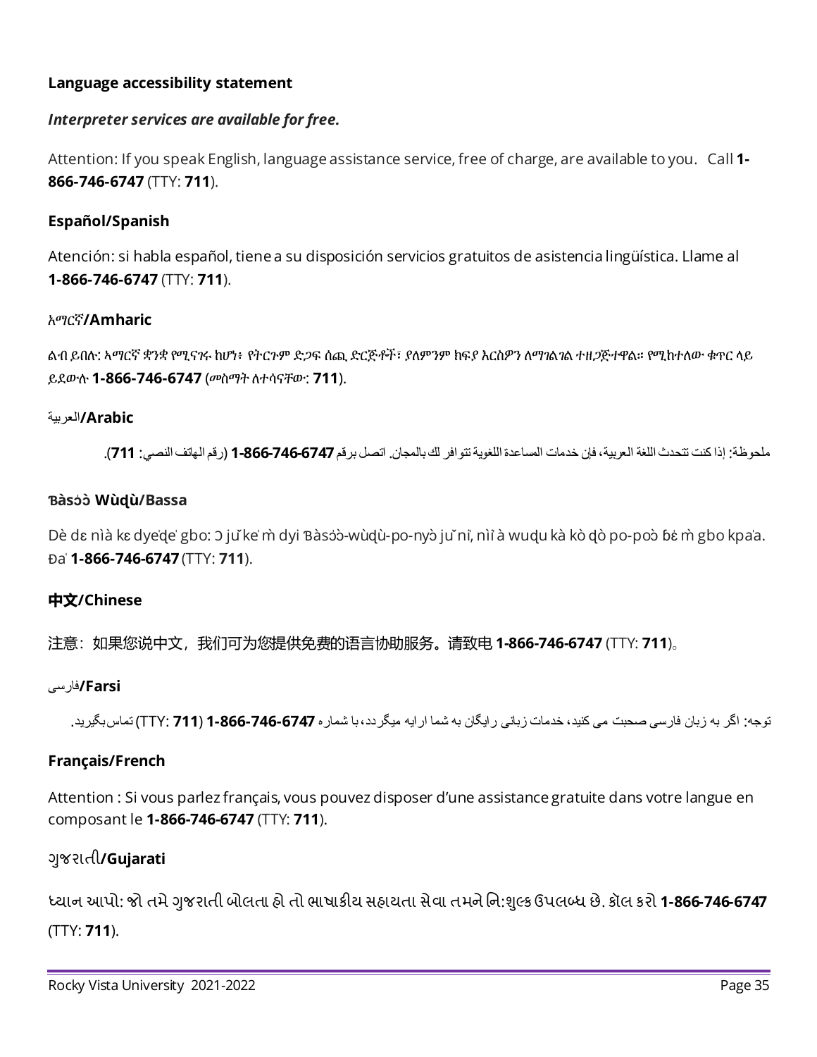**Language accessibility statement**

***Interpreter services are available for free.***

Attention: If you speak English, language assistance service, free of charge, are available to you. Call **1-866-746-6747** (TTY: **711**).

**Español/Spanish**

Atención: si habla español, tiene a su disposición servicios gratuitos de asistencia lingüística. Llame al **1-866-746-6747** (TTY: **711**).

**አማርኛ/Amharic**

ልብ ይበሉ: አማርኛ ቋንቋ የሚናገሩ ከሆነ፣ የትርጉም ድጋፍ ሰጪ ድርጅቶች፣ ያለምንም ክፍያ እርስዎን ለማገልገል ተዘጋጅተዋል፡፡ የሚከተለው ቁጥር ላይ ይደውሉ **1-866-746-6747** (መስማት ለተሳናቸው: **711**).

**العربية/Arabic**

ملحوظة: إذا كنت تتحدث اللغة العربية، فإن خدمات المساعدة اللغوية تتوافر لك بالمجان. اتصل برقم **1-866-746-6747** (رقم الهاتف النصي: **711**).

**Ɓàsɔ́ɔ̀ Wùɖù/Bassa**

Dè dɛ nìà kɛ dyéɖé gbo: Ɔ jǔ ké m̀ dyi Ɓàsɔ́ɔ̀-wùɖù-po-nyɔ̀ jǔ ní, nìí à wuɖu kà kò ɖò po-poɔ̀ ɓɛ́ m̀ gbo kpáa. Ɖá **1-866-746-6747** (TTY: **711**).

**中文/Chinese**

注意：如果您说中文，我们可为您提供免费的语言协助服务。请致电 **1-866-746-6747** (TTY: **711**)。

**فارسی/Farsi**

توجه: اگر به زبان فارسی صحبت می کنید، خدمات زبانی رایگان به شما ارایه میگردد، با شماره **1-866-746-6747** (TTY: **711**) تماس بگیرید.

**Français/French**

Attention : Si vous parlez français, vous pouvez disposer d'une assistance gratuite dans votre langue en composant le **1-866-746-6747** (TTY: **711**).

**ગુજરાતી/Gujarati**

ધ્યાન આપો: જો તમે ગુજરાતી બોલતા હો તો ભાષાકીય સહાયતા સેવા તમને નિ:શુલ્ક ઉપલબ્ધ છે. કૉલ કરો **1-866-746-6747** (TTY: **711**).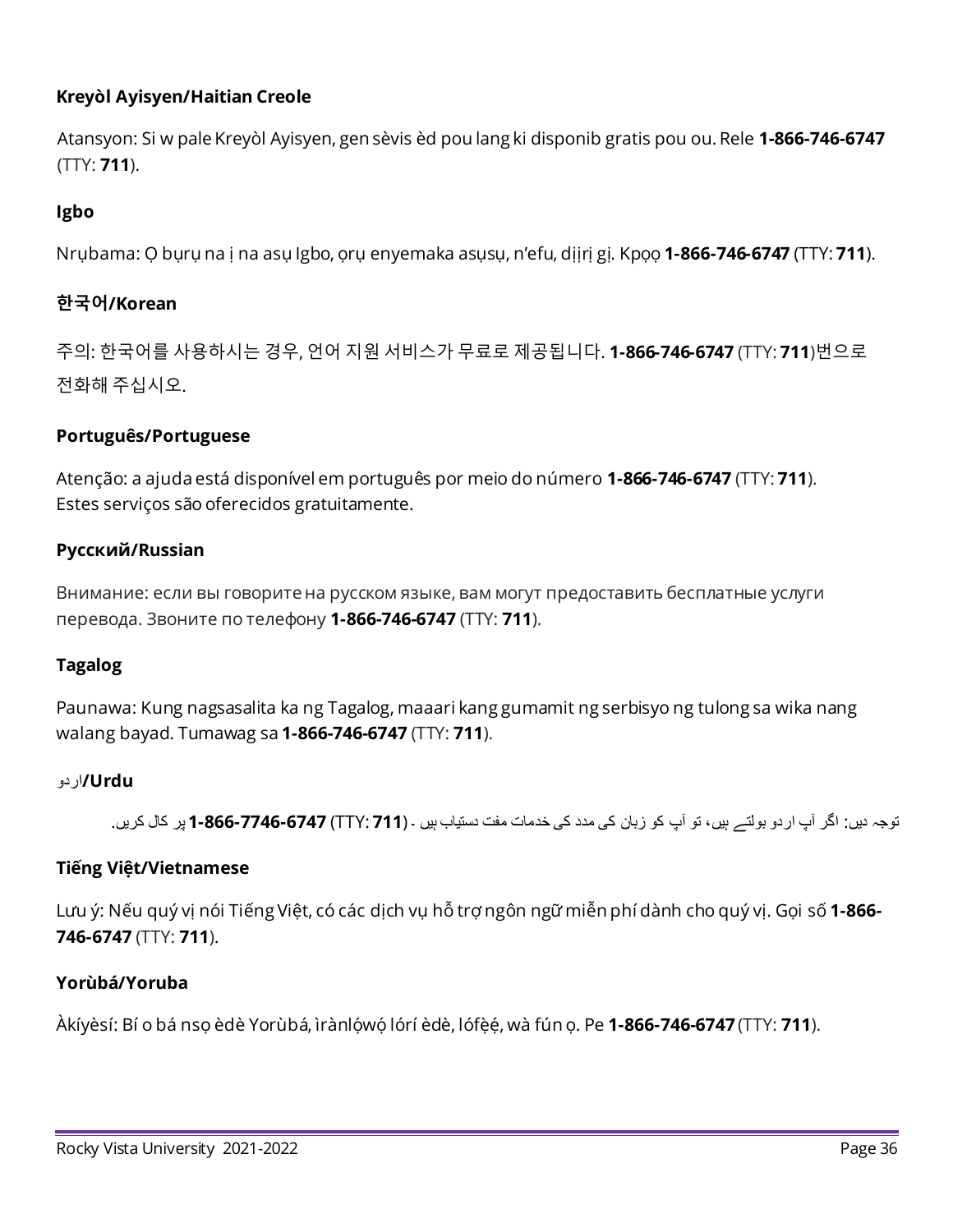**Kreyòl Ayisyen/Haitian Creole**

Atansyon: Si w pale Kreyòl Ayisyen, gen sèvis èd pou lang ki disponib gratis pou ou. Rele **1-866-746-6747** (TTY: **711**).

**Igbo**

Nrụbama: Ọ bụrụ na ị na asụ Igbo, ọrụ enyemaka asụsụ, n'efu, dịịrị gị. Kpọọ **1-866-746-6747** (TTY: **711**).

**한국어/Korean**

주의: 한국어를 사용하시는 경우, 언어 지원 서비스가 무료로 제공됩니다. **1-866-746-6747** (TTY: **711**)번으로 전화해 주십시오.

**Português/Portuguese**

Atenção: a ajuda está disponível em português por meio do número **1-866-746-6747** (TTY: **711**). Estes serviços são oferecidos gratuitamente.

**Русский/Russian**

Внимание: если вы говорите на русском языке, вам могут предоставить бесплатные услуги перевода. Звоните по телефону **1-866-746-6747** (TTY: **711**).

**Tagalog**

Paunawa: Kung nagsasalita ka ng Tagalog, maaari kang gumamit ng serbisyo ng tulong sa wika nang walang bayad. Tumawag sa **1-866-746-6747** (TTY: **711**).

**اردو/Urdu**

توجہ دیں: اگر آپ اردو بولتے ہیں، تو آپ کو زبان کی مدد کی خدمات مفت دستیاب ہیں ۔ (**711** :TTY) **1-866-7746-6747** پر کال کریں.

**Tiếng Việt/Vietnamese**

Lưu ý: Nếu quý vị nói Tiếng Việt, có các dịch vụ hỗ trợ ngôn ngữ miễn phí dành cho quý vị. Gọi số **1-866-746-6747** (TTY: **711**).

**Yorùbá/Yoruba**

Àkíyèsí: Bí o bá nsọ èdè Yorùbá, ìrànlọ́wọ́ lórí èdè, lófẹ̀ẹ́, wà fún ọ. Pe **1-866-746-6747** (TTY: **711**).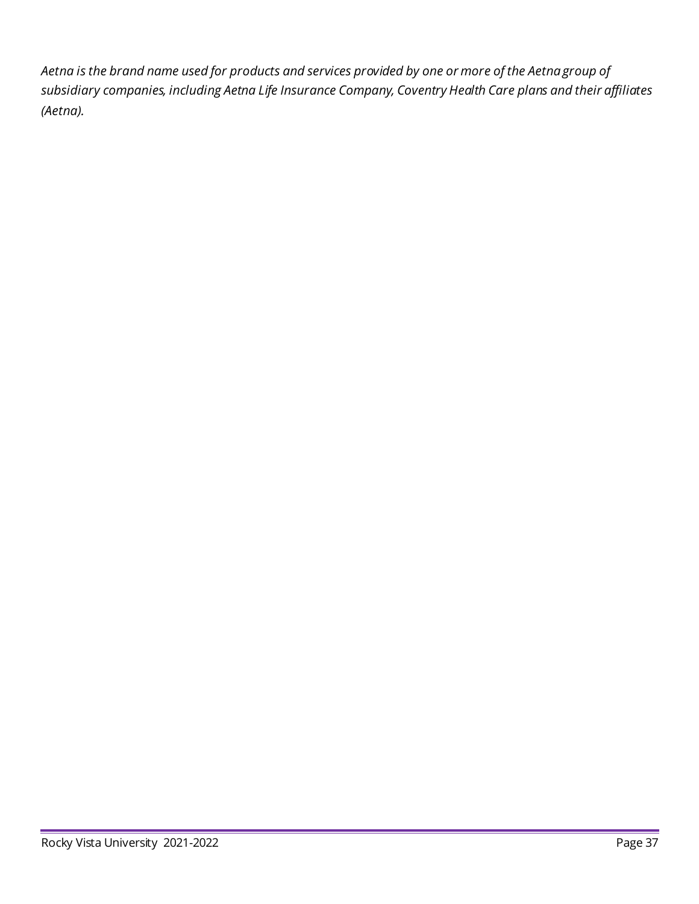*Aetna is the brand name used for products and services provided by one or more of the Aetna group of subsidiary companies, including Aetna Life Insurance Company, Coventry Health Care plans and their affiliates (Aetna).*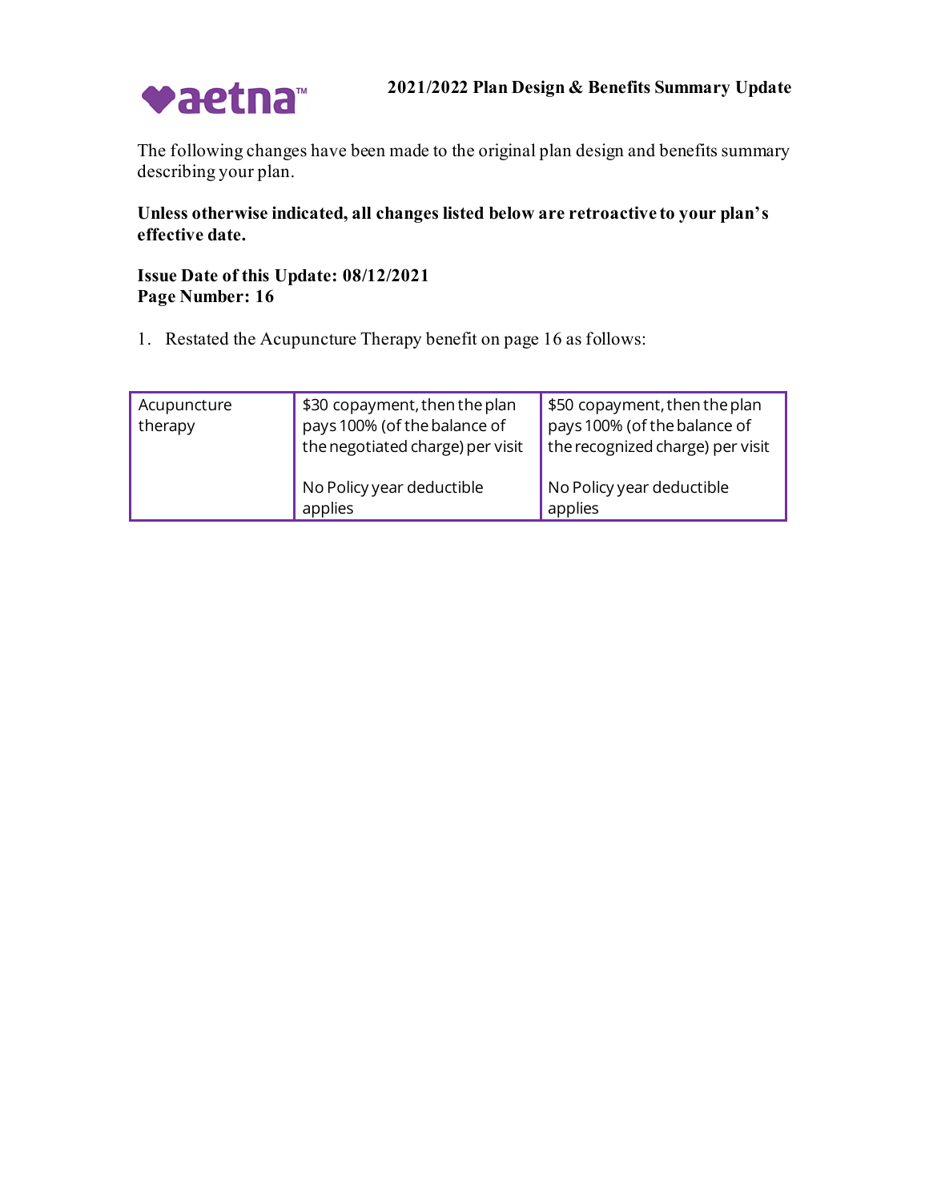# 2021/2022 Plan Design & Benefits Summary Update

The following changes have been made to the original plan design and benefits summary describing your plan.

**Unless otherwise indicated, all changes listed below are retroactive to your plan's effective date.**

**Issue Date of this Update: 08/12/2021**
**Page Number: 16**

1. Restated the Acupuncture Therapy benefit on page 16 as follows:

| | | |
|---|---|---|
| Acupuncture therapy | $30 copayment, then the plan pays 100% (of the balance of the negotiated charge) per visit<br><br>No Policy year deductible applies | $50 copayment, then the plan pays 100% (of the balance of the recognized charge) per visit<br><br>No Policy year deductible applies |